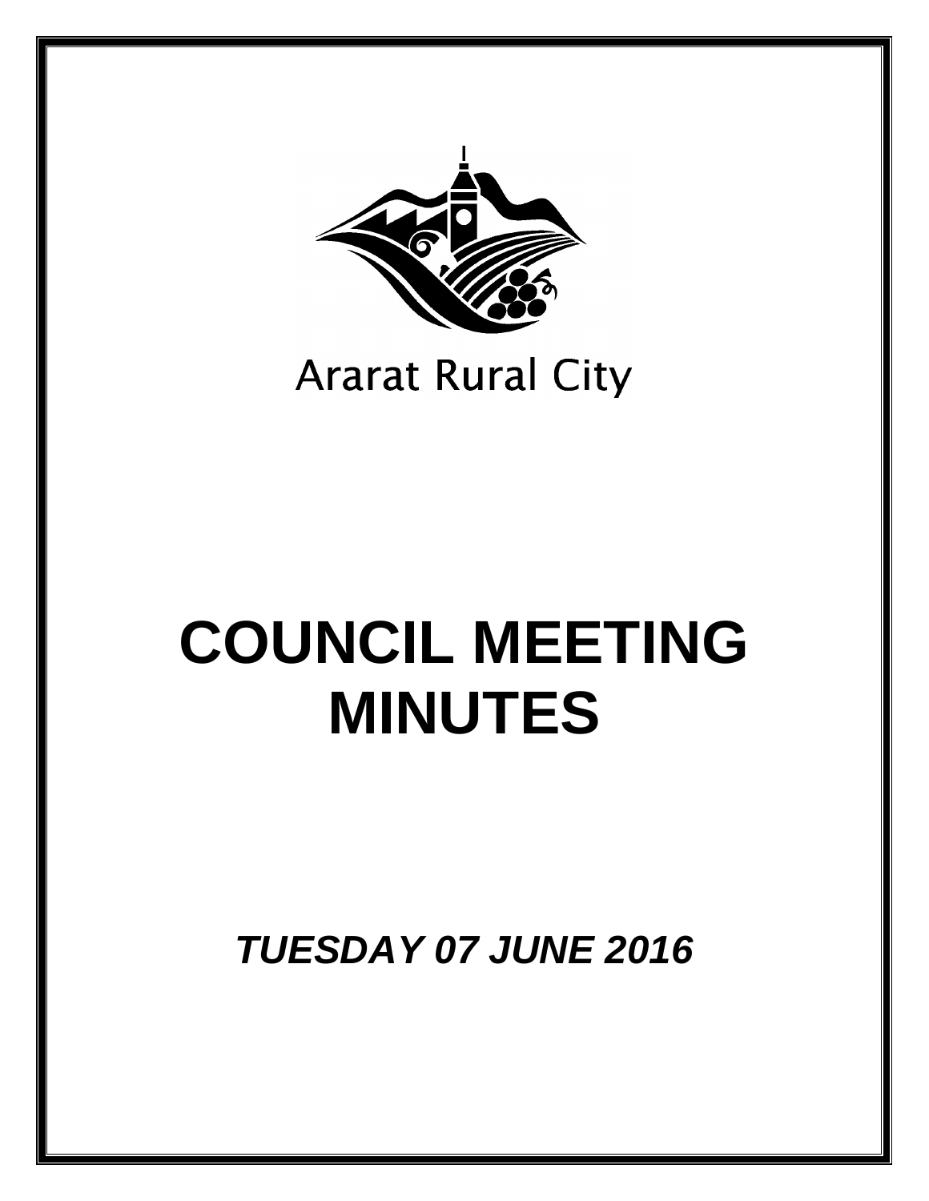Ararat Rural City

# COUNCIL MEETING MINUTES

***TUESDAY 07 JUNE 2016***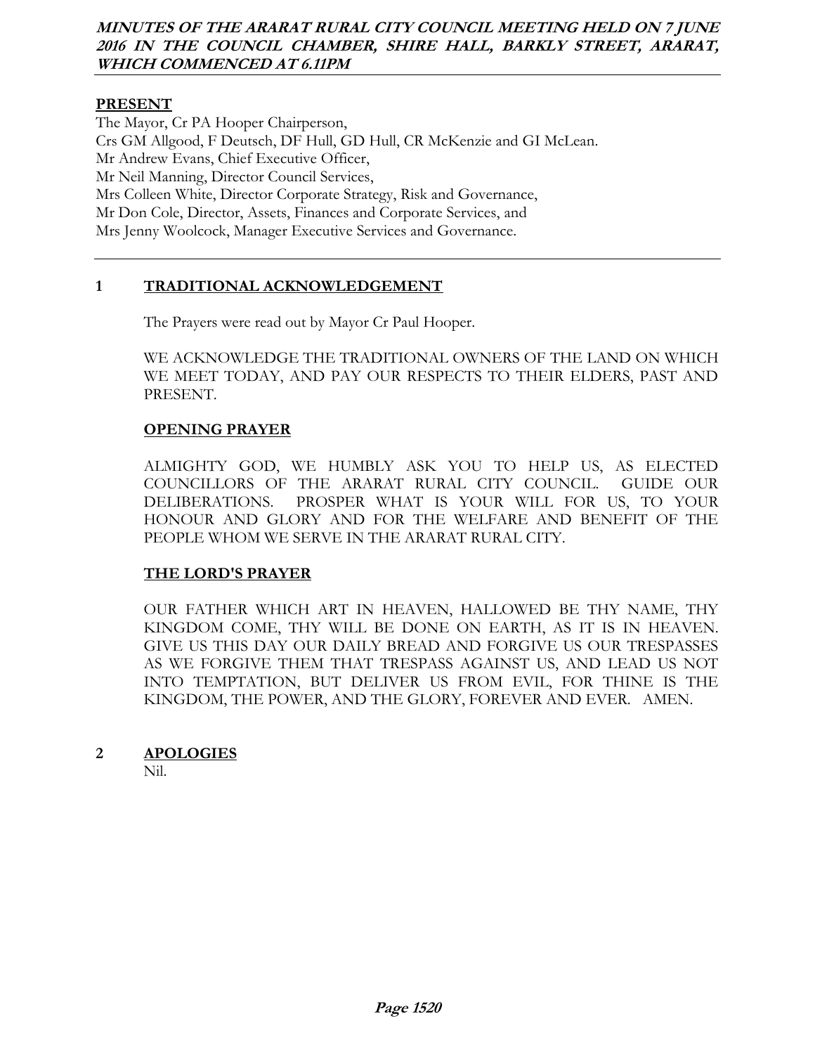***MINUTES OF THE ARARAT RURAL CITY COUNCIL MEETING HELD ON 7 JUNE 2016 IN THE COUNCIL CHAMBER, SHIRE HALL, BARKLY STREET, ARARAT, WHICH COMMENCED AT 6.11PM***

**PRESENT**

The Mayor, Cr PA Hooper Chairperson,
Crs GM Allgood, F Deutsch, DF Hull, GD Hull, CR McKenzie and GI McLean.
Mr Andrew Evans, Chief Executive Officer,
Mr Neil Manning, Director Council Services,
Mrs Colleen White, Director Corporate Strategy, Risk and Governance,
Mr Don Cole, Director, Assets, Finances and Corporate Services, and
Mrs Jenny Woolcock, Manager Executive Services and Governance.

## 1 TRADITIONAL ACKNOWLEDGEMENT

The Prayers were read out by Mayor Cr Paul Hooper.

WE ACKNOWLEDGE THE TRADITIONAL OWNERS OF THE LAND ON WHICH WE MEET TODAY, AND PAY OUR RESPECTS TO THEIR ELDERS, PAST AND PRESENT.

**OPENING PRAYER**

ALMIGHTY GOD, WE HUMBLY ASK YOU TO HELP US, AS ELECTED COUNCILLORS OF THE ARARAT RURAL CITY COUNCIL. GUIDE OUR DELIBERATIONS. PROSPER WHAT IS YOUR WILL FOR US, TO YOUR HONOUR AND GLORY AND FOR THE WELFARE AND BENEFIT OF THE PEOPLE WHOM WE SERVE IN THE ARARAT RURAL CITY.

**THE LORD'S PRAYER**

OUR FATHER WHICH ART IN HEAVEN, HALLOWED BE THY NAME, THY KINGDOM COME, THY WILL BE DONE ON EARTH, AS IT IS IN HEAVEN. GIVE US THIS DAY OUR DAILY BREAD AND FORGIVE US OUR TRESPASSES AS WE FORGIVE THEM THAT TRESPASS AGAINST US, AND LEAD US NOT INTO TEMPTATION, BUT DELIVER US FROM EVIL, FOR THINE IS THE KINGDOM, THE POWER, AND THE GLORY, FOREVER AND EVER. AMEN.

## 2 APOLOGIES

Nil.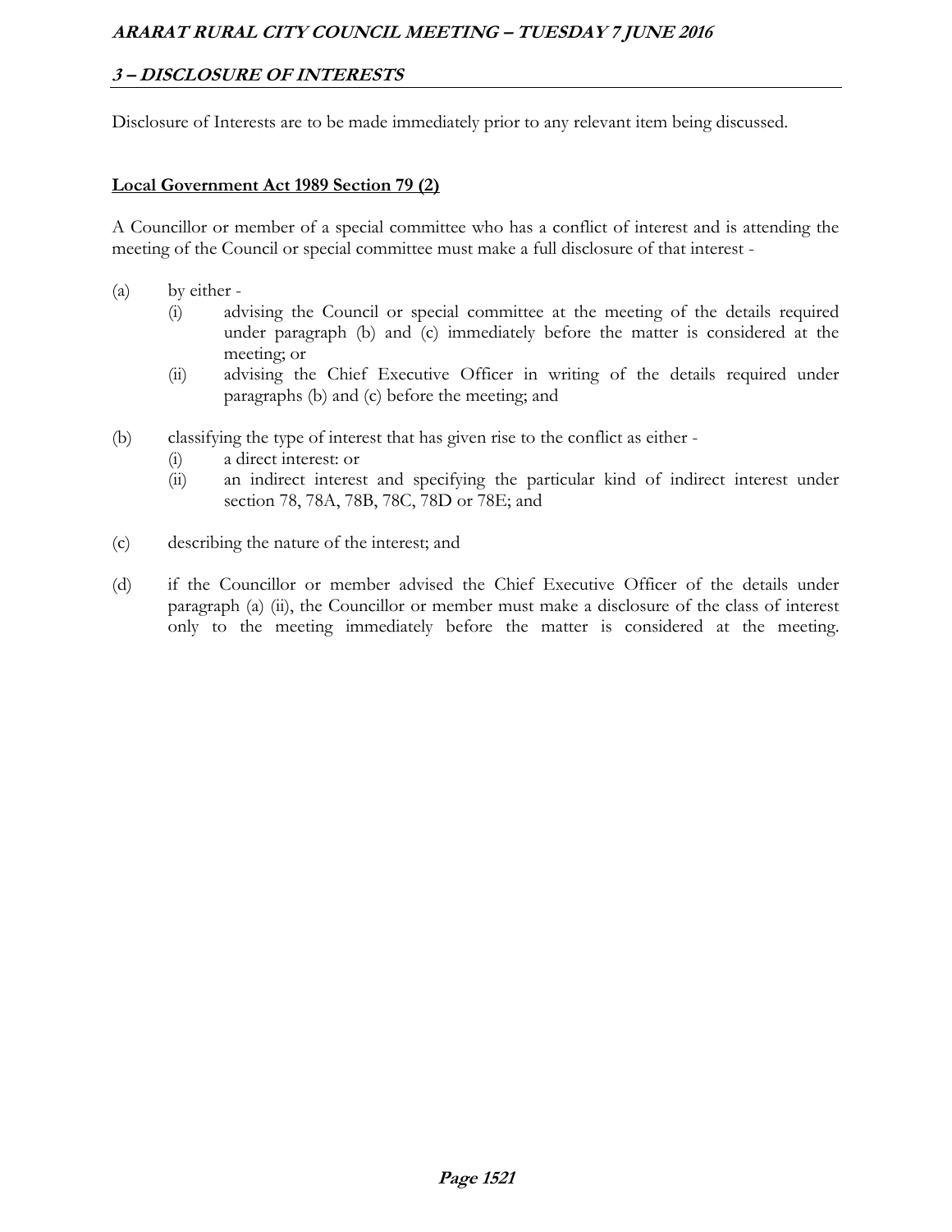## 3 – DISCLOSURE OF INTERESTS

Disclosure of Interests are to be made immediately prior to any relevant item being discussed.

**Local Government Act 1989 Section 79 (2)**

A Councillor or member of a special committee who has a conflict of interest and is attending the meeting of the Council or special committee must make a full disclosure of that interest -

(a) by either -
   - (i) advising the Council or special committee at the meeting of the details required under paragraph (b) and (c) immediately before the matter is considered at the meeting; or
   - (ii) advising the Chief Executive Officer in writing of the details required under paragraphs (b) and (c) before the meeting; and

(b) classifying the type of interest that has given rise to the conflict as either -
   - (i) a direct interest: or
   - (ii) an indirect interest and specifying the particular kind of indirect interest under section 78, 78A, 78B, 78C, 78D or 78E; and

(c) describing the nature of the interest; and

(d) if the Councillor or member advised the Chief Executive Officer of the details under paragraph (a) (ii), the Councillor or member must make a disclosure of the class of interest only to the meeting immediately before the matter is considered at the meeting.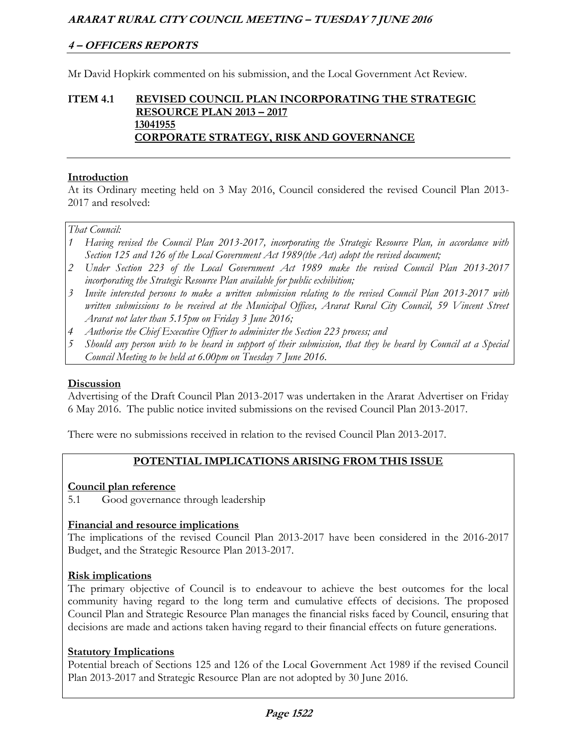## 4 – OFFICERS REPORTS

Mr David Hopkirk commented on his submission, and the Local Government Act Review.

### ITEM 4.1 REVISED COUNCIL PLAN INCORPORATING THE STRATEGIC RESOURCE PLAN 2013 – 2017
**13041955**
**CORPORATE STRATEGY, RISK AND GOVERNANCE**

**Introduction**

At its Ordinary meeting held on 3 May 2016, Council considered the revised Council Plan 2013-2017 and resolved:

*That Council:*

1. *Having revised the Council Plan 2013-2017, incorporating the Strategic Resource Plan, in accordance with Section 125 and 126 of the Local Government Act 1989(the Act) adopt the revised document;*
2. *Under Section 223 of the Local Government Act 1989 make the revised Council Plan 2013-2017 incorporating the Strategic Resource Plan available for public exhibition;*
3. *Invite interested persons to make a written submission relating to the revised Council Plan 2013-2017 with written submissions to be received at the Municipal Offices, Ararat Rural City Council, 59 Vincent Street Ararat not later than 5.15pm on Friday 3 June 2016;*
4. *Authorise the Chief Executive Officer to administer the Section 223 process; and*
5. *Should any person wish to be heard in support of their submission, that they be heard by Council at a Special Council Meeting to be held at 6.00pm on Tuesday 7 June 2016.*

**Discussion**

Advertising of the Draft Council Plan 2013-2017 was undertaken in the Ararat Advertiser on Friday 6 May 2016. The public notice invited submissions on the revised Council Plan 2013-2017.

There were no submissions received in relation to the revised Council Plan 2013-2017.

**POTENTIAL IMPLICATIONS ARISING FROM THIS ISSUE**

**Council plan reference**

5.1 Good governance through leadership

**Financial and resource implications**

The implications of the revised Council Plan 2013-2017 have been considered in the 2016-2017 Budget, and the Strategic Resource Plan 2013-2017.

**Risk implications**

The primary objective of Council is to endeavour to achieve the best outcomes for the local community having regard to the long term and cumulative effects of decisions. The proposed Council Plan and Strategic Resource Plan manages the financial risks faced by Council, ensuring that decisions are made and actions taken having regard to their financial effects on future generations.

**Statutory Implications**

Potential breach of Sections 125 and 126 of the Local Government Act 1989 if the revised Council Plan 2013-2017 and Strategic Resource Plan are not adopted by 30 June 2016.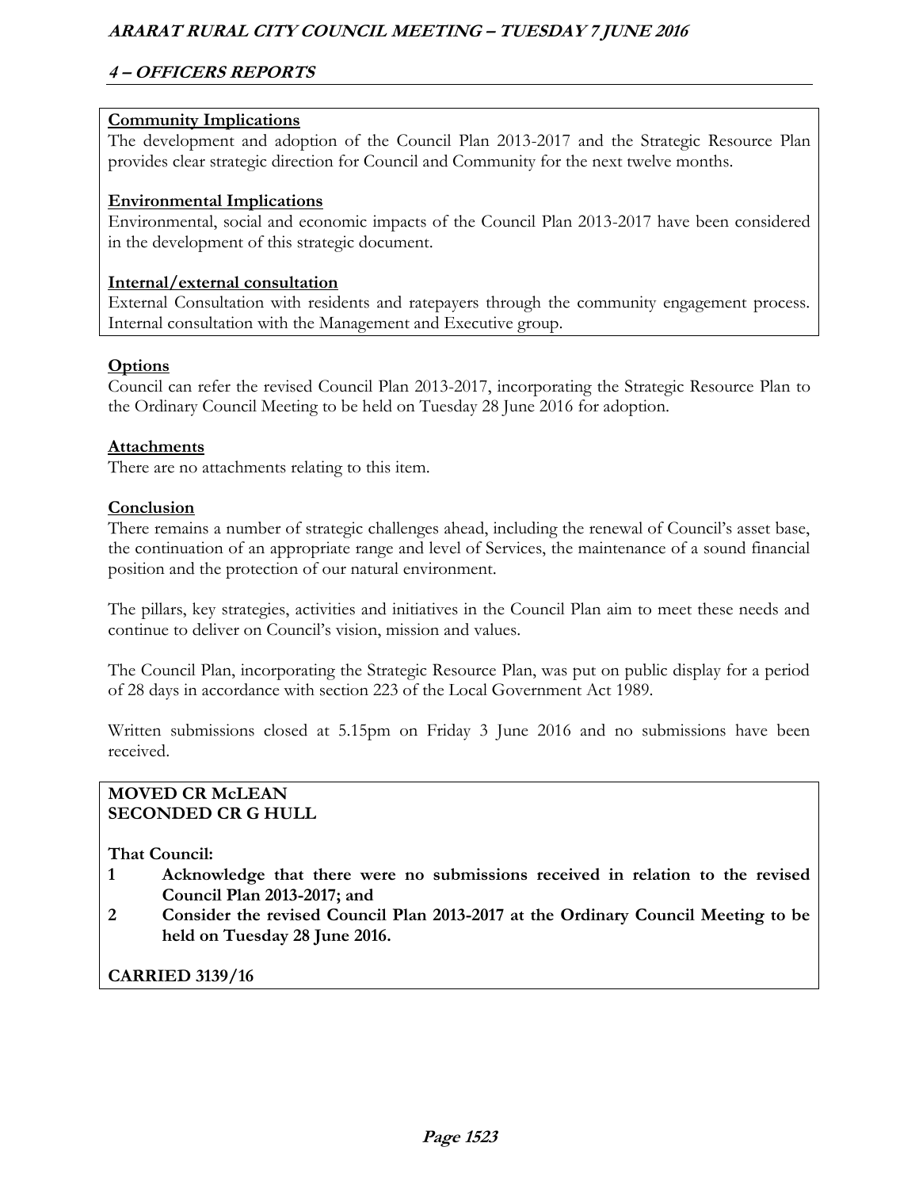**Community Implications**

The development and adoption of the Council Plan 2013-2017 and the Strategic Resource Plan provides clear strategic direction for Council and Community for the next twelve months.

**Environmental Implications**

Environmental, social and economic impacts of the Council Plan 2013-2017 have been considered in the development of this strategic document.

**Internal/external consultation**

External Consultation with residents and ratepayers through the community engagement process. Internal consultation with the Management and Executive group.

**Options**

Council can refer the revised Council Plan 2013-2017, incorporating the Strategic Resource Plan to the Ordinary Council Meeting to be held on Tuesday 28 June 2016 for adoption.

**Attachments**

There are no attachments relating to this item.

**Conclusion**

There remains a number of strategic challenges ahead, including the renewal of Council's asset base, the continuation of an appropriate range and level of Services, the maintenance of a sound financial position and the protection of our natural environment.

The pillars, key strategies, activities and initiatives in the Council Plan aim to meet these needs and continue to deliver on Council's vision, mission and values.

The Council Plan, incorporating the Strategic Resource Plan, was put on public display for a period of 28 days in accordance with section 223 of the Local Government Act 1989.

Written submissions closed at 5.15pm on Friday 3 June 2016 and no submissions have been received.

**MOVED CR McLEAN**
**SECONDED CR G HULL**

**That Council:**

1. **Acknowledge that there were no submissions received in relation to the revised Council Plan 2013-2017; and**
2. **Consider the revised Council Plan 2013-2017 at the Ordinary Council Meeting to be held on Tuesday 28 June 2016.**

**CARRIED 3139/16**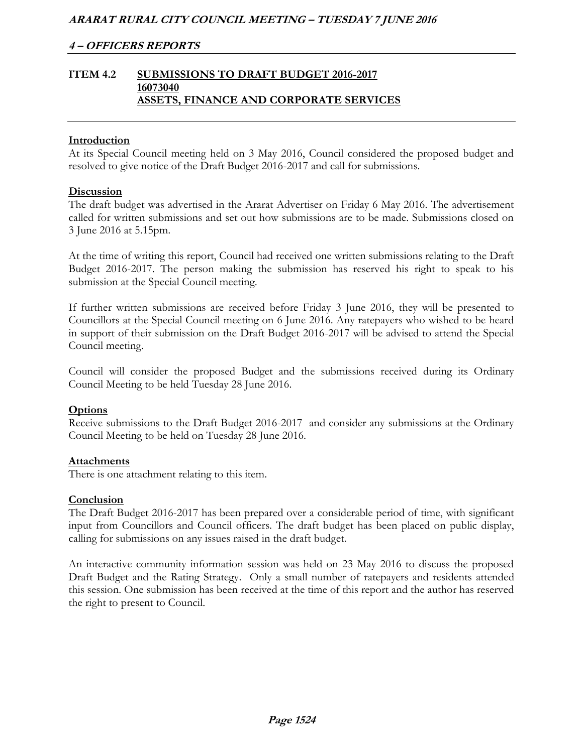## ITEM 4.2 SUBMISSIONS TO DRAFT BUDGET 2016-2017
### 16073040
### ASSETS, FINANCE AND CORPORATE SERVICES

**Introduction**

At its Special Council meeting held on 3 May 2016, Council considered the proposed budget and resolved to give notice of the Draft Budget 2016-2017 and call for submissions.

**Discussion**

The draft budget was advertised in the Ararat Advertiser on Friday 6 May 2016. The advertisement called for written submissions and set out how submissions are to be made. Submissions closed on 3 June 2016 at 5.15pm.

At the time of writing this report, Council had received one written submissions relating to the Draft Budget 2016-2017. The person making the submission has reserved his right to speak to his submission at the Special Council meeting.

If further written submissions are received before Friday 3 June 2016, they will be presented to Councillors at the Special Council meeting on 6 June 2016. Any ratepayers who wished to be heard in support of their submission on the Draft Budget 2016-2017 will be advised to attend the Special Council meeting.

Council will consider the proposed Budget and the submissions received during its Ordinary Council Meeting to be held Tuesday 28 June 2016.

**Options**

Receive submissions to the Draft Budget 2016-2017 and consider any submissions at the Ordinary Council Meeting to be held on Tuesday 28 June 2016.

**Attachments**

There is one attachment relating to this item.

**Conclusion**

The Draft Budget 2016-2017 has been prepared over a considerable period of time, with significant input from Councillors and Council officers. The draft budget has been placed on public display, calling for submissions on any issues raised in the draft budget.

An interactive community information session was held on 23 May 2016 to discuss the proposed Draft Budget and the Rating Strategy. Only a small number of ratepayers and residents attended this session. One submission has been received at the time of this report and the author has reserved the right to present to Council.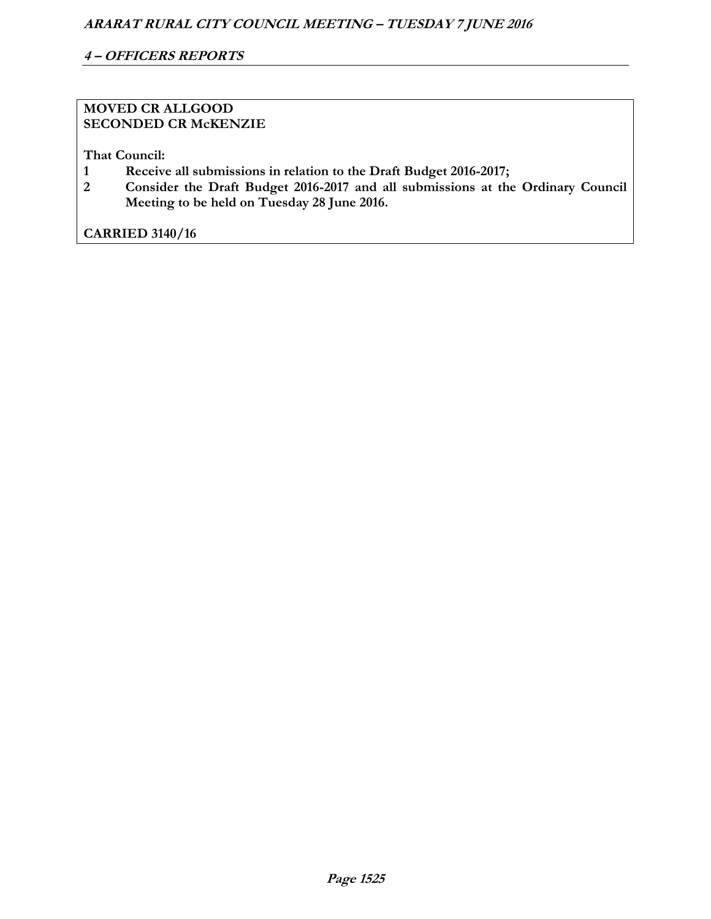**MOVED CR ALLGOOD**
**SECONDED CR McKENZIE**

**That Council:**

1. **Receive all submissions in relation to the Draft Budget 2016-2017;**
2. **Consider the Draft Budget 2016-2017 and all submissions at the Ordinary Council Meeting to be held on Tuesday 28 June 2016.**

**CARRIED 3140/16**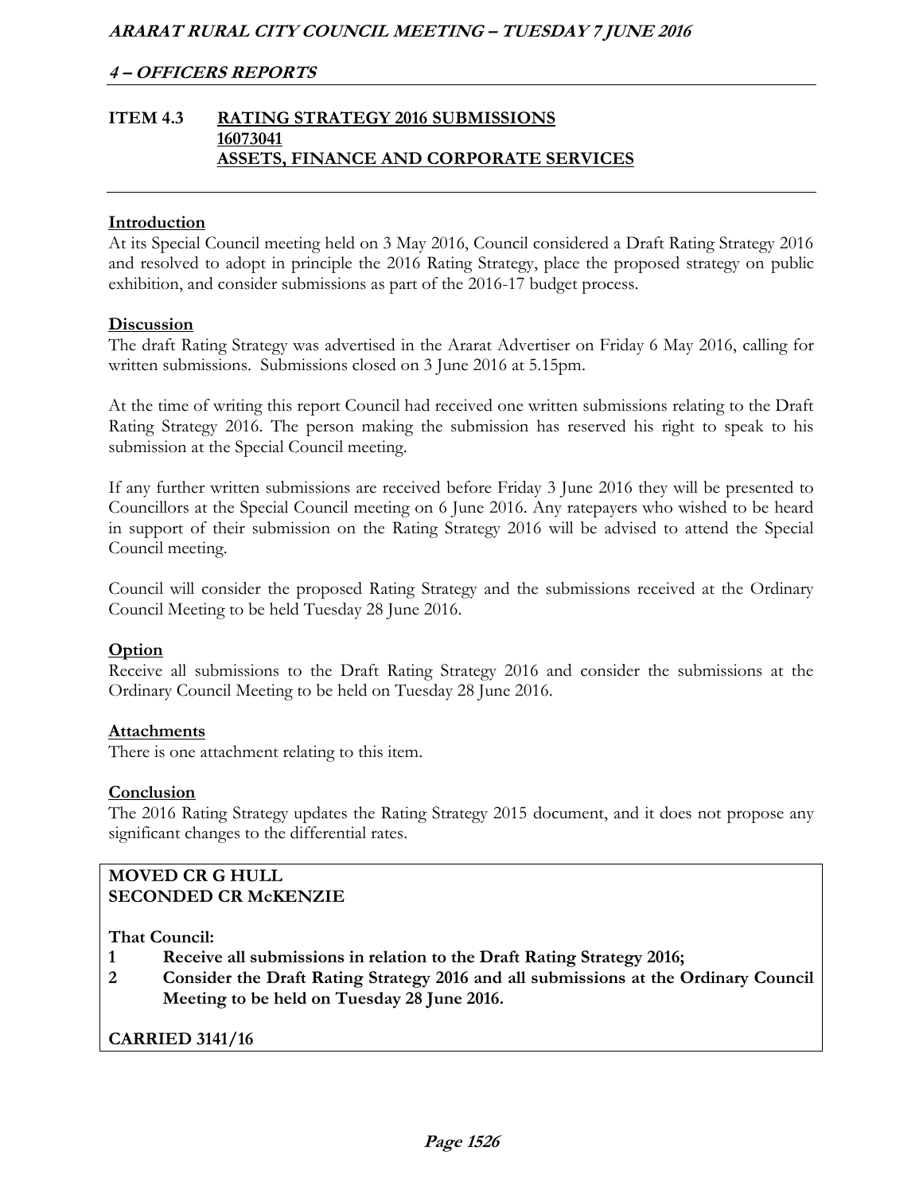## 4 – OFFICERS REPORTS

### ITEM 4.3 RATING STRATEGY 2016 SUBMISSIONS
**16073041**
**ASSETS, FINANCE AND CORPORATE SERVICES**

#### Introduction

At its Special Council meeting held on 3 May 2016, Council considered a Draft Rating Strategy 2016 and resolved to adopt in principle the 2016 Rating Strategy, place the proposed strategy on public exhibition, and consider submissions as part of the 2016-17 budget process.

#### Discussion

The draft Rating Strategy was advertised in the Ararat Advertiser on Friday 6 May 2016, calling for written submissions. Submissions closed on 3 June 2016 at 5.15pm.

At the time of writing this report Council had received one written submissions relating to the Draft Rating Strategy 2016. The person making the submission has reserved his right to speak to his submission at the Special Council meeting.

If any further written submissions are received before Friday 3 June 2016 they will be presented to Councillors at the Special Council meeting on 6 June 2016. Any ratepayers who wished to be heard in support of their submission on the Rating Strategy 2016 will be advised to attend the Special Council meeting.

Council will consider the proposed Rating Strategy and the submissions received at the Ordinary Council Meeting to be held Tuesday 28 June 2016.

#### Option

Receive all submissions to the Draft Rating Strategy 2016 and consider the submissions at the Ordinary Council Meeting to be held on Tuesday 28 June 2016.

#### Attachments

There is one attachment relating to this item.

#### Conclusion

The 2016 Rating Strategy updates the Rating Strategy 2015 document, and it does not propose any significant changes to the differential rates.

**MOVED CR G HULL**
**SECONDED CR McKENZIE**

**That Council:**

1. **Receive all submissions in relation to the Draft Rating Strategy 2016;**
2. **Consider the Draft Rating Strategy 2016 and all submissions at the Ordinary Council Meeting to be held on Tuesday 28 June 2016.**

**CARRIED 3141/16**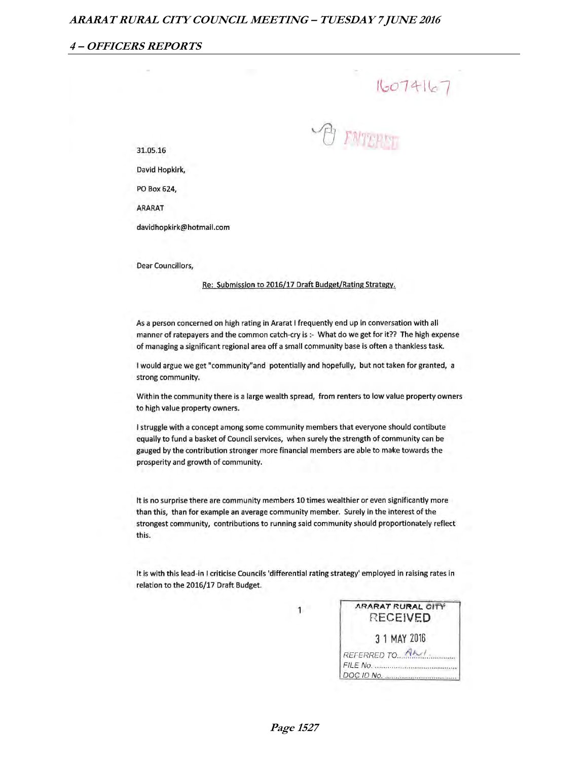16074167

ENTERED

31.05.16

David Hopkirk,

PO Box 624,

ARARAT

davidhopkirk@hotmail.com

Dear Councillors,

Re: Submission to 2016/17 Draft Budget/Rating Strategy.

As a person concerned on high rating in Ararat I frequently end up in conversation with all manner of ratepayers and the common catch-cry is :- What do we get for it?? The high expense of managing a significant regional area off a small community base is often a thankless task.

I would argue we get "community"and potentially and hopefully, but not taken for granted, a strong community.

Within the community there is a large wealth spread, from renters to low value property owners to high value property owners.

I struggle with a concept among some community members that everyone should contibute equally to fund a basket of Council services, when surely the strength of community can be gauged by the contribution stronger more financial members are able to make towards the prosperity and growth of community.

It is no surprise there are community members 10 times wealthier or even significantly more than this, than for example an average community member. Surely in the interest of the strongest community, contributions to running said community should proportionately reflect this.

It is with this lead-in I criticise Councils 'differential rating strategy' employed in raising rates in relation to the 2016/17 Draft Budget.

1

ARARAT RURAL CITY
RECEIVED
31 MAY 2016
REFERRED TO......AW/.........
FILE No. ..............................
DOC ID No. ..............................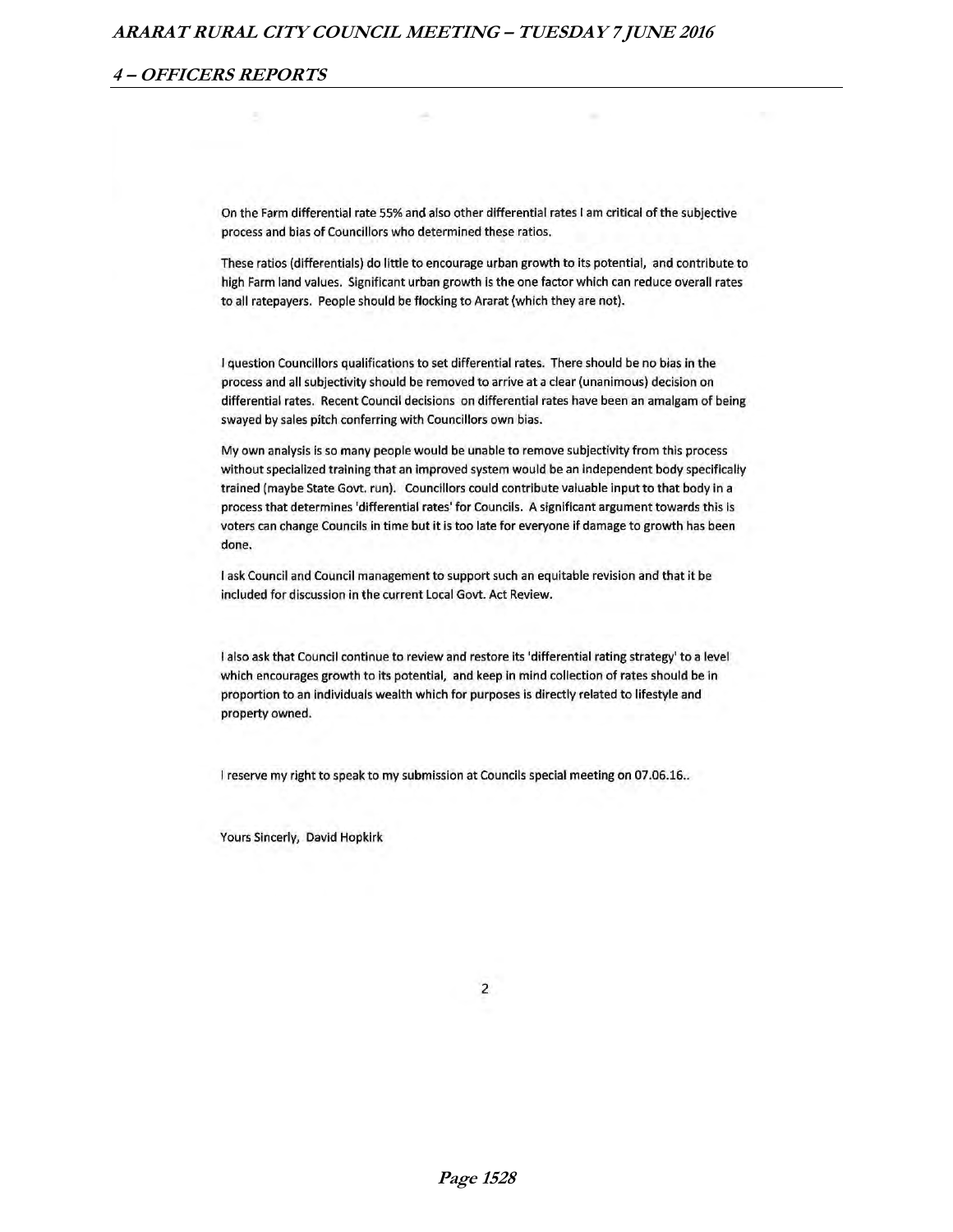On the Farm differential rate 55% and also other differential rates I am critical of the subjective process and bias of Councillors who determined these ratios.

These ratios (differentials) do little to encourage urban growth to its potential, and contribute to high Farm land values. Significant urban growth is the one factor which can reduce overall rates to all ratepayers. People should be flocking to Ararat (which they are not).

I question Councillors qualifications to set differential rates. There should be no bias in the process and all subjectivity should be removed to arrive at a clear (unanimous) decision on differential rates. Recent Council decisions on differential rates have been an amalgam of being swayed by sales pitch conferring with Councillors own bias.

My own analysis is so many people would be unable to remove subjectivity from this process without specialized training that an improved system would be an independent body specifically trained (maybe State Govt. run). Councillors could contribute valuable input to that body in a process that determines 'differential rates' for Councils. A significant argument towards this is voters can change Councils in time but it is too late for everyone if damage to growth has been done.

I ask Council and Council management to support such an equitable revision and that it be included for discussion in the current Local Govt. Act Review.

I also ask that Council continue to review and restore its 'differential rating strategy' to a level which encourages growth to its potential, and keep in mind collection of rates should be in proportion to an individuals wealth which for purposes is directly related to lifestyle and property owned.

I reserve my right to speak to my submission at Councils special meeting on 07.06.16..

Yours Sincerly, David Hopkirk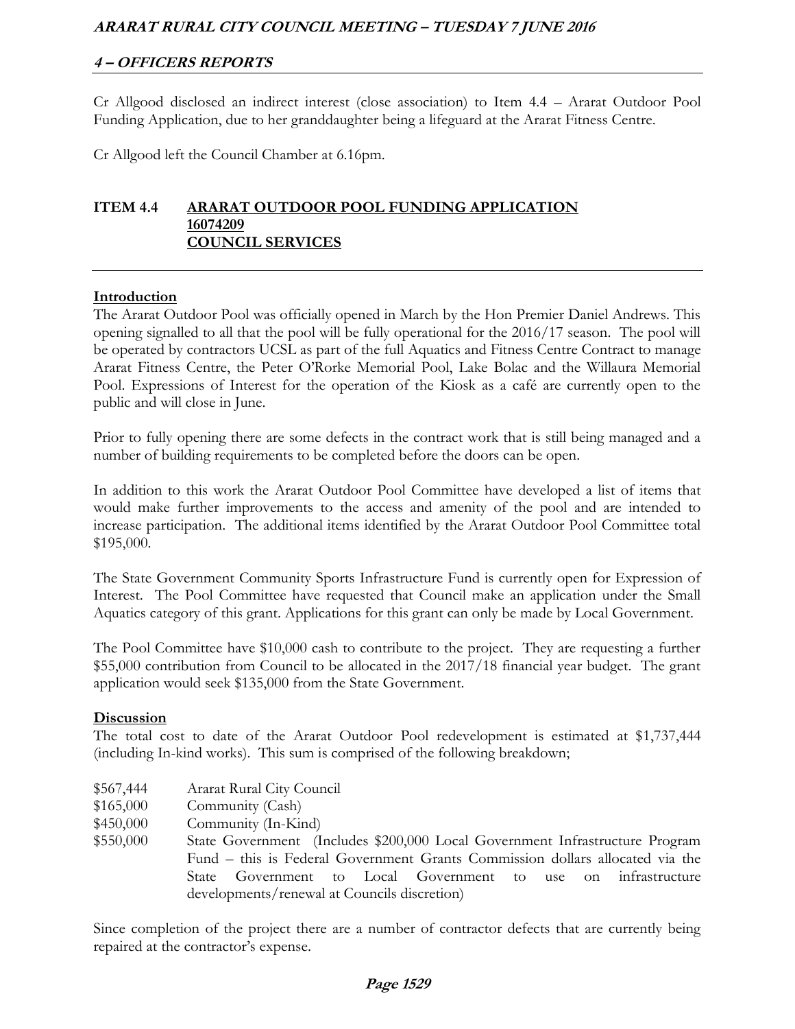## 4 – OFFICERS REPORTS

Cr Allgood disclosed an indirect interest (close association) to Item 4.4 – Ararat Outdoor Pool Funding Application, due to her granddaughter being a lifeguard at the Ararat Fitness Centre.

Cr Allgood left the Council Chamber at 6.16pm.

### ITEM 4.4 ARARAT OUTDOOR POOL FUNDING APPLICATION
### 16074209
### COUNCIL SERVICES

**Introduction**

The Ararat Outdoor Pool was officially opened in March by the Hon Premier Daniel Andrews. This opening signalled to all that the pool will be fully operational for the 2016/17 season. The pool will be operated by contractors UCSL as part of the full Aquatics and Fitness Centre Contract to manage Ararat Fitness Centre, the Peter O'Rorke Memorial Pool, Lake Bolac and the Willaura Memorial Pool. Expressions of Interest for the operation of the Kiosk as a café are currently open to the public and will close in June.

Prior to fully opening there are some defects in the contract work that is still being managed and a number of building requirements to be completed before the doors can be open.

In addition to this work the Ararat Outdoor Pool Committee have developed a list of items that would make further improvements to the access and amenity of the pool and are intended to increase participation. The additional items identified by the Ararat Outdoor Pool Committee total $195,000.

The State Government Community Sports Infrastructure Fund is currently open for Expression of Interest. The Pool Committee have requested that Council make an application under the Small Aquatics category of this grant. Applications for this grant can only be made by Local Government.

The Pool Committee have $10,000 cash to contribute to the project. They are requesting a further $55,000 contribution from Council to be allocated in the 2017/18 financial year budget. The grant application would seek $135,000 from the State Government.

**Discussion**

The total cost to date of the Ararat Outdoor Pool redevelopment is estimated at $1,737,444 (including In-kind works). This sum is comprised of the following breakdown;

| | |
|---|---|
| $567,444 | Ararat Rural City Council |
| $165,000 | Community (Cash) |
| $450,000 | Community (In-Kind) |
| $550,000 | State Government (Includes $200,000 Local Government Infrastructure Program Fund – this is Federal Government Grants Commission dollars allocated via the State Government to Local Government to use on infrastructure developments/renewal at Councils discretion) |

Since completion of the project there are a number of contractor defects that are currently being repaired at the contractor's expense.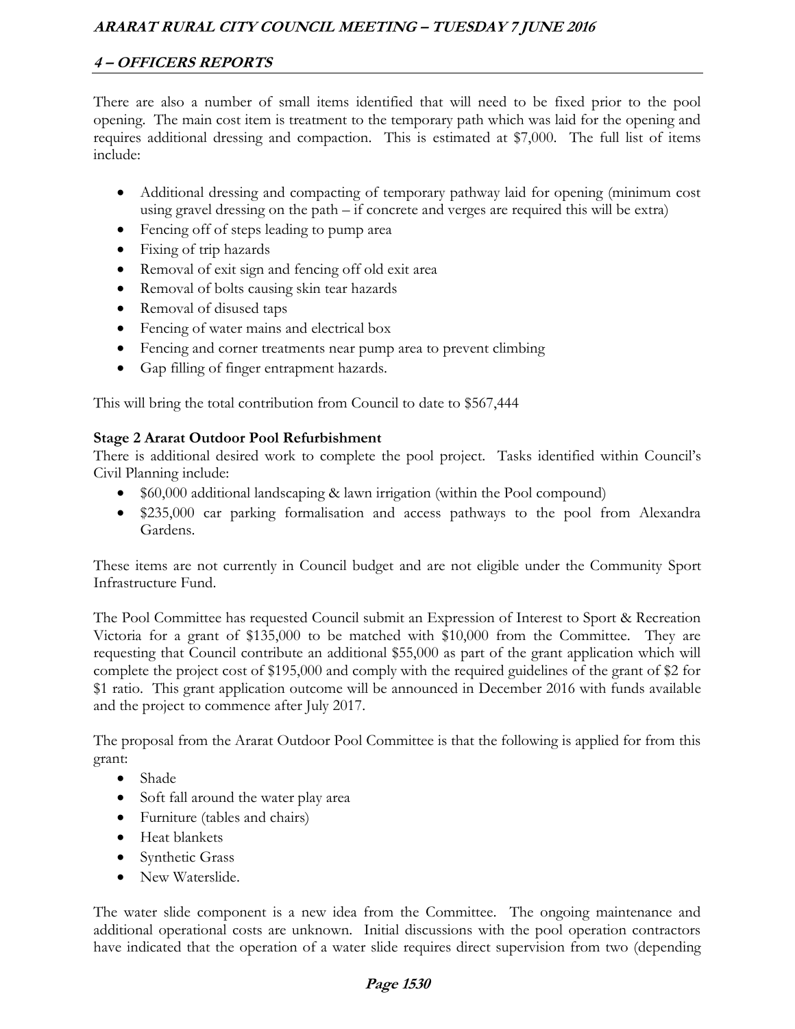There are also a number of small items identified that will need to be fixed prior to the pool opening. The main cost item is treatment to the temporary path which was laid for the opening and requires additional dressing and compaction. This is estimated at $7,000. The full list of items include:

- Additional dressing and compacting of temporary pathway laid for opening (minimum cost using gravel dressing on the path – if concrete and verges are required this will be extra)
- Fencing off of steps leading to pump area
- Fixing of trip hazards
- Removal of exit sign and fencing off old exit area
- Removal of bolts causing skin tear hazards
- Removal of disused taps
- Fencing of water mains and electrical box
- Fencing and corner treatments near pump area to prevent climbing
- Gap filling of finger entrapment hazards.

This will bring the total contribution from Council to date to $567,444

**Stage 2 Ararat Outdoor Pool Refurbishment**

There is additional desired work to complete the pool project. Tasks identified within Council's Civil Planning include:

- $60,000 additional landscaping & lawn irrigation (within the Pool compound)
- $235,000 car parking formalisation and access pathways to the pool from Alexandra Gardens.

These items are not currently in Council budget and are not eligible under the Community Sport Infrastructure Fund.

The Pool Committee has requested Council submit an Expression of Interest to Sport & Recreation Victoria for a grant of $135,000 to be matched with $10,000 from the Committee. They are requesting that Council contribute an additional $55,000 as part of the grant application which will complete the project cost of $195,000 and comply with the required guidelines of the grant of $2 for $1 ratio. This grant application outcome will be announced in December 2016 with funds available and the project to commence after July 2017.

The proposal from the Ararat Outdoor Pool Committee is that the following is applied for from this grant:

- Shade
- Soft fall around the water play area
- Furniture (tables and chairs)
- Heat blankets
- Synthetic Grass
- New Waterslide.

The water slide component is a new idea from the Committee. The ongoing maintenance and additional operational costs are unknown. Initial discussions with the pool operation contractors have indicated that the operation of a water slide requires direct supervision from two (depending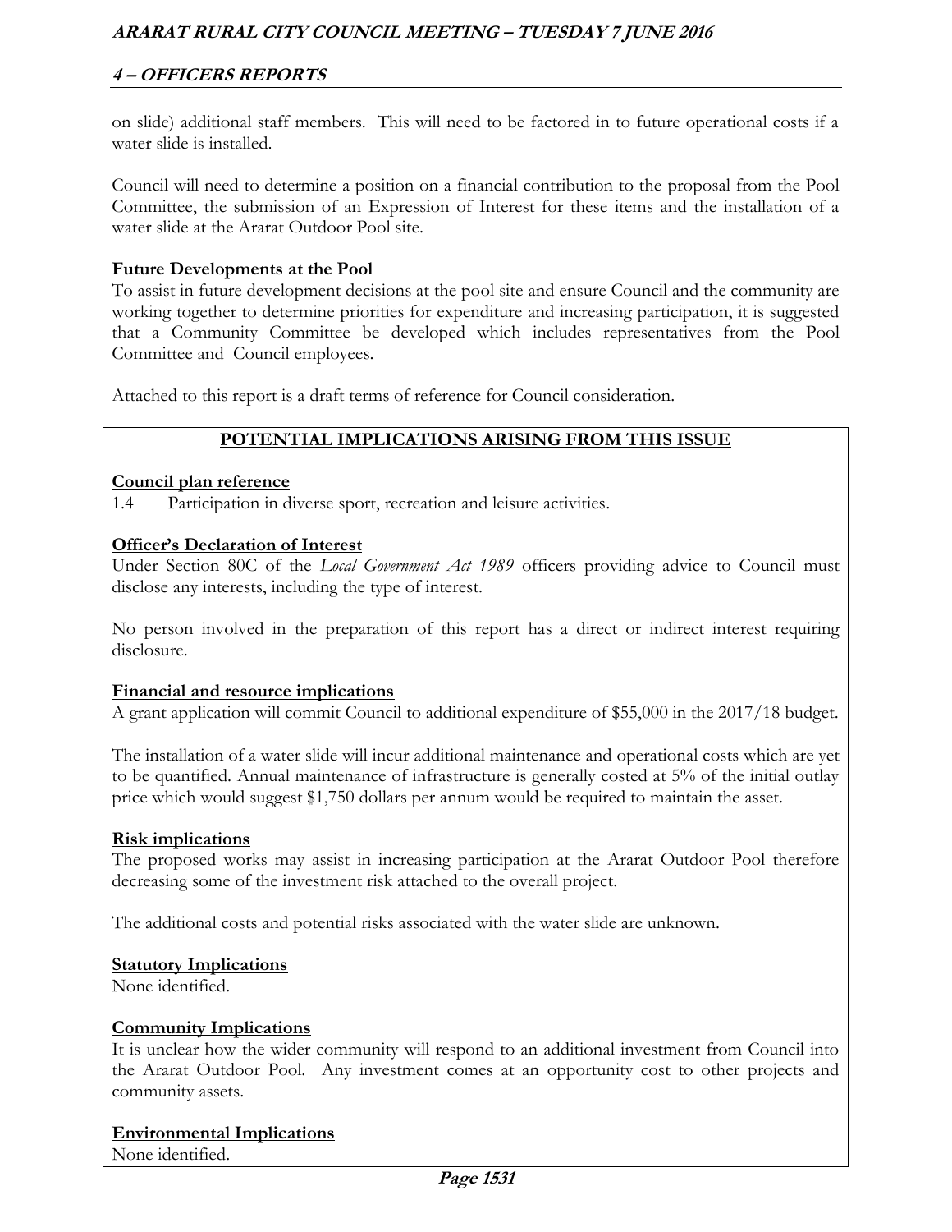on slide) additional staff members. This will need to be factored in to future operational costs if a water slide is installed.

Council will need to determine a position on a financial contribution to the proposal from the Pool Committee, the submission of an Expression of Interest for these items and the installation of a water slide at the Ararat Outdoor Pool site.

**Future Developments at the Pool**

To assist in future development decisions at the pool site and ensure Council and the community are working together to determine priorities for expenditure and increasing participation, it is suggested that a Community Committee be developed which includes representatives from the Pool Committee and Council employees.

Attached to this report is a draft terms of reference for Council consideration.

## POTENTIAL IMPLICATIONS ARISING FROM THIS ISSUE

**Council plan reference**

1.4 Participation in diverse sport, recreation and leisure activities.

**Officer's Declaration of Interest**

Under Section 80C of the *Local Government Act 1989* officers providing advice to Council must disclose any interests, including the type of interest.

No person involved in the preparation of this report has a direct or indirect interest requiring disclosure.

**Financial and resource implications**

A grant application will commit Council to additional expenditure of $55,000 in the 2017/18 budget.

The installation of a water slide will incur additional maintenance and operational costs which are yet to be quantified. Annual maintenance of infrastructure is generally costed at 5% of the initial outlay price which would suggest $1,750 dollars per annum would be required to maintain the asset.

**Risk implications**

The proposed works may assist in increasing participation at the Ararat Outdoor Pool therefore decreasing some of the investment risk attached to the overall project.

The additional costs and potential risks associated with the water slide are unknown.

**Statutory Implications**

None identified.

**Community Implications**

It is unclear how the wider community will respond to an additional investment from Council into the Ararat Outdoor Pool. Any investment comes at an opportunity cost to other projects and community assets.

**Environmental Implications**

None identified.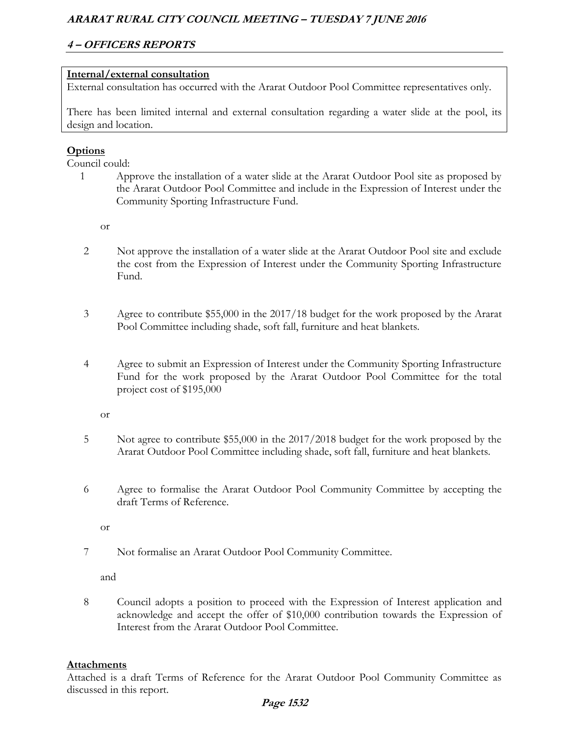**Internal/external consultation**

External consultation has occurred with the Ararat Outdoor Pool Committee representatives only.

There has been limited internal and external consultation regarding a water slide at the pool, its design and location.

**Options**

Council could:

1 Approve the installation of a water slide at the Ararat Outdoor Pool site as proposed by the Ararat Outdoor Pool Committee and include in the Expression of Interest under the Community Sporting Infrastructure Fund.

or

2 Not approve the installation of a water slide at the Ararat Outdoor Pool site and exclude the cost from the Expression of Interest under the Community Sporting Infrastructure Fund.

3 Agree to contribute $55,000 in the 2017/18 budget for the work proposed by the Ararat Pool Committee including shade, soft fall, furniture and heat blankets.

4 Agree to submit an Expression of Interest under the Community Sporting Infrastructure Fund for the work proposed by the Ararat Outdoor Pool Committee for the total project cost of $195,000

or

5 Not agree to contribute $55,000 in the 2017/2018 budget for the work proposed by the Ararat Outdoor Pool Committee including shade, soft fall, furniture and heat blankets.

6 Agree to formalise the Ararat Outdoor Pool Community Committee by accepting the draft Terms of Reference.

or

7 Not formalise an Ararat Outdoor Pool Community Committee.

and

8 Council adopts a position to proceed with the Expression of Interest application and acknowledge and accept the offer of $10,000 contribution towards the Expression of Interest from the Ararat Outdoor Pool Committee.

**Attachments**

Attached is a draft Terms of Reference for the Ararat Outdoor Pool Community Committee as discussed in this report.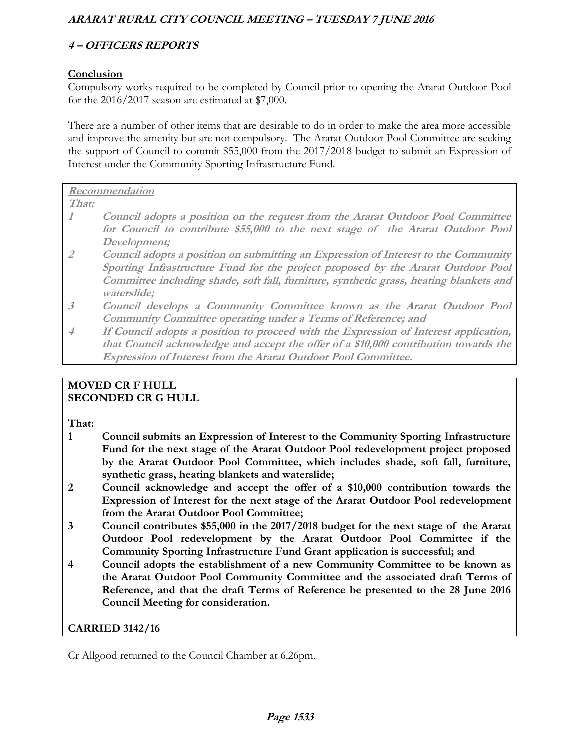**Conclusion**

Compulsory works required to be completed by Council prior to opening the Ararat Outdoor Pool for the 2016/2017 season are estimated at $7,000.

There are a number of other items that are desirable to do in order to make the area more accessible and improve the amenity but are not compulsory. The Ararat Outdoor Pool Committee are seeking the support of Council to commit $55,000 from the 2017/2018 budget to submit an Expression of Interest under the Community Sporting Infrastructure Fund.

***Recommendation***

***That:***

1. ***Council adopts a position on the request from the Ararat Outdoor Pool Committee for Council to contribute $55,000 to the next stage of the Ararat Outdoor Pool Development;***
2. ***Council adopts a position on submitting an Expression of Interest to the Community Sporting Infrastructure Fund for the project proposed by the Ararat Outdoor Pool Committee including shade, soft fall, furniture, synthetic grass, heating blankets and waterslide;***
3. ***Council develops a Community Committee known as the Ararat Outdoor Pool Community Committee operating under a Terms of Reference; and***
4. ***If Council adopts a position to proceed with the Expression of Interest application, that Council acknowledge and accept the offer of a $10,000 contribution towards the Expression of Interest from the Ararat Outdoor Pool Committee.***

**MOVED CR F HULL**
**SECONDED CR G HULL**

**That:**

1. **Council submits an Expression of Interest to the Community Sporting Infrastructure Fund for the next stage of the Ararat Outdoor Pool redevelopment project proposed by the Ararat Outdoor Pool Committee, which includes shade, soft fall, furniture, synthetic grass, heating blankets and waterslide;**
2. **Council acknowledge and accept the offer of a $10,000 contribution towards the Expression of Interest for the next stage of the Ararat Outdoor Pool redevelopment from the Ararat Outdoor Pool Committee;**
3. **Council contributes $55,000 in the 2017/2018 budget for the next stage of the Ararat Outdoor Pool redevelopment by the Ararat Outdoor Pool Committee if the Community Sporting Infrastructure Fund Grant application is successful; and**
4. **Council adopts the establishment of a new Community Committee to be known as the Ararat Outdoor Pool Community Committee and the associated draft Terms of Reference, and that the draft Terms of Reference be presented to the 28 June 2016 Council Meeting for consideration.**

**CARRIED 3142/16**

Cr Allgood returned to the Council Chamber at 6.26pm.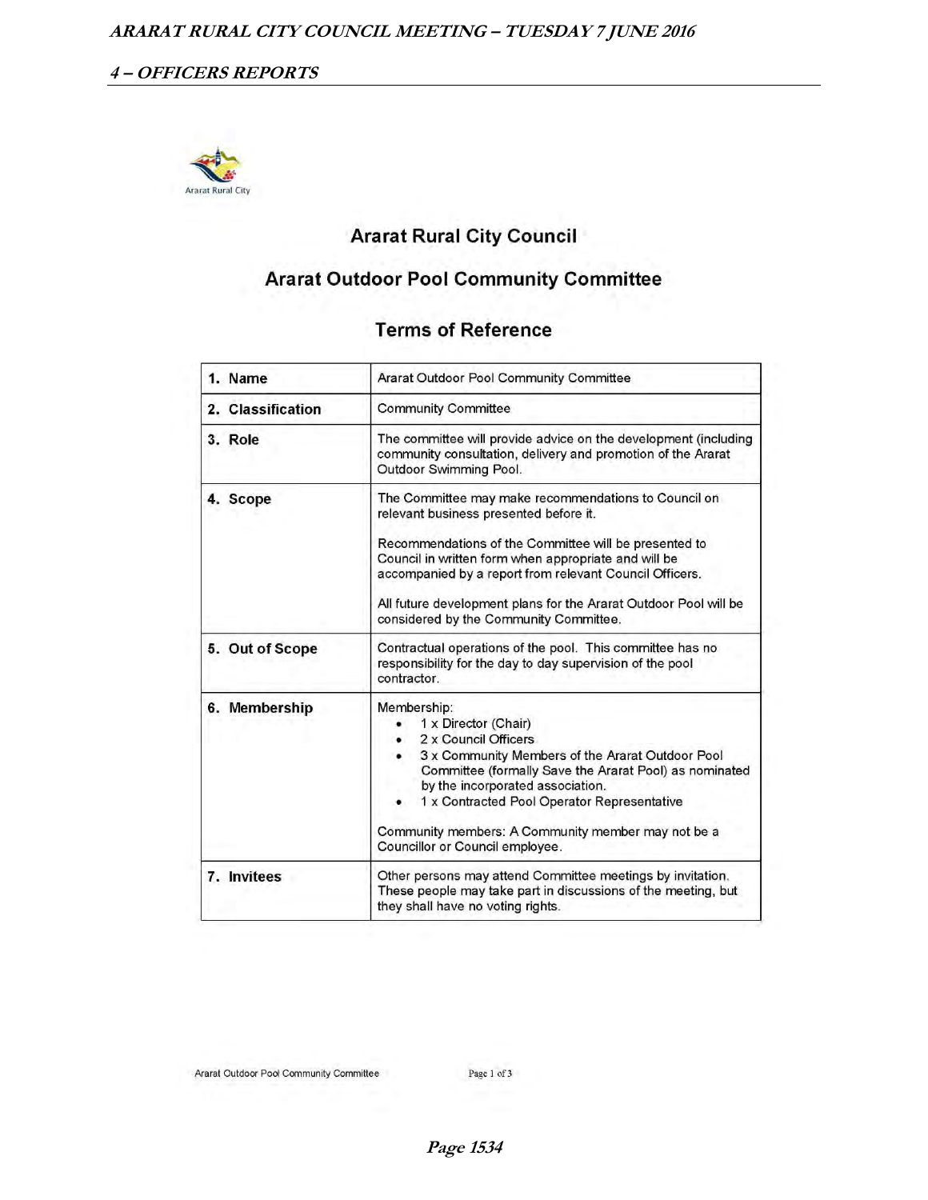# Ararat Rural City Council

## Ararat Outdoor Pool Community Committee

### Terms of Reference

| | |
|---|---|
| **1. Name** | Ararat Outdoor Pool Community Committee |
| **2. Classification** | Community Committee |
| **3. Role** | The committee will provide advice on the development (including community consultation, delivery and promotion of the Ararat Outdoor Swimming Pool. |
| **4. Scope** | The Committee may make recommendations to Council on relevant business presented before it.<br><br>Recommendations of the Committee will be presented to Council in written form when appropriate and will be accompanied by a report from relevant Council Officers.<br><br>All future development plans for the Ararat Outdoor Pool will be considered by the Community Committee. |
| **5. Out of Scope** | Contractual operations of the pool. This committee has no responsibility for the day to day supervision of the pool contractor. |
| **6. Membership** | Membership:<br>• 1 x Director (Chair)<br>• 2 x Council Officers<br>• 3 x Community Members of the Ararat Outdoor Pool Committee (formally Save the Ararat Pool) as nominated by the incorporated association.<br>• 1 x Contracted Pool Operator Representative<br><br>Community members: A Community member may not be a Councillor or Council employee. |
| **7. Invitees** | Other persons may attend Committee meetings by invitation. These people may take part in discussions of the meeting, but they shall have no voting rights. |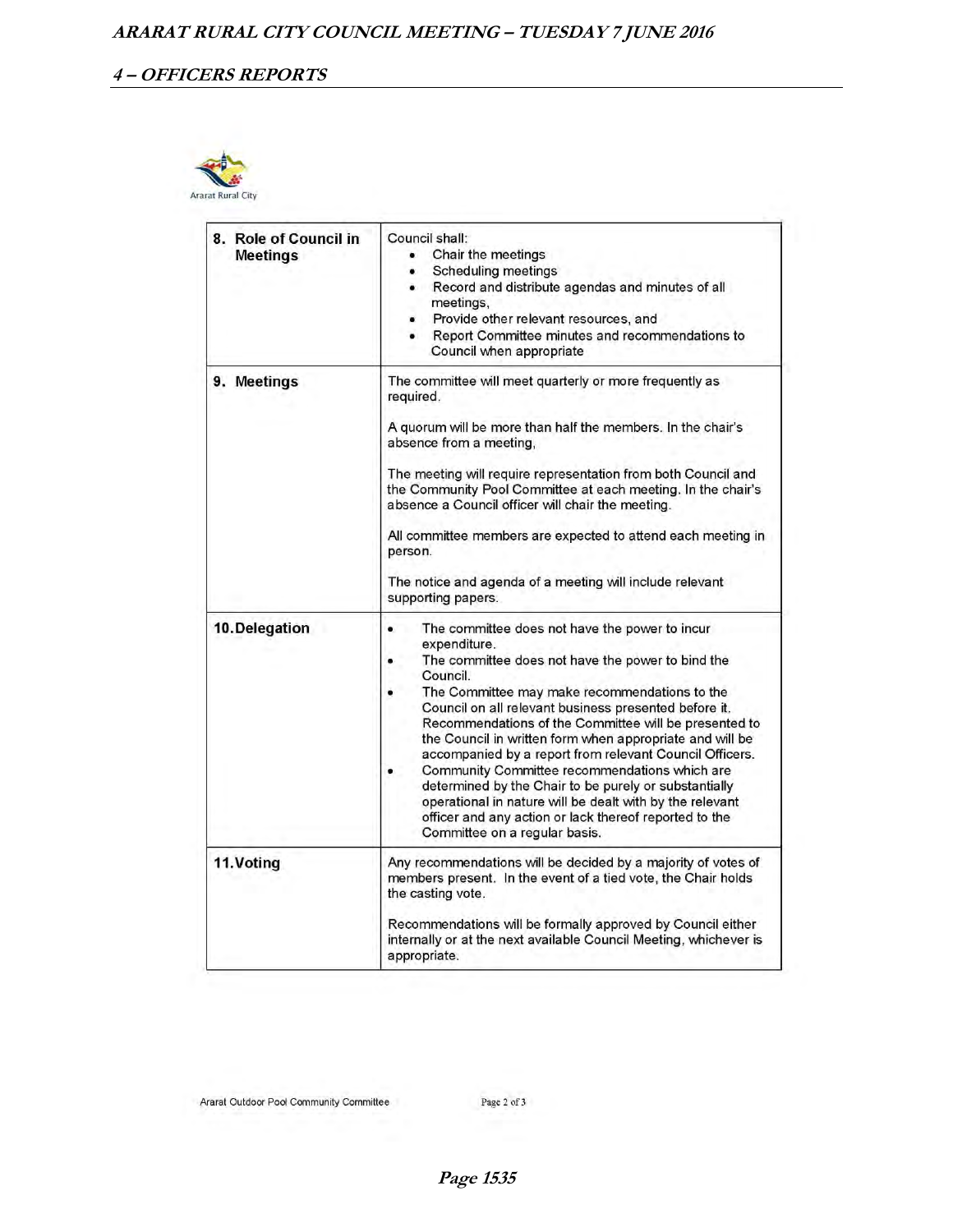| | |
|---|---|
| **8. Role of Council in Meetings** | Council shall:<br>• Chair the meetings<br>• Scheduling meetings<br>• Record and distribute agendas and minutes of all meetings,<br>• Provide other relevant resources, and<br>• Report Committee minutes and recommendations to Council when appropriate |
| **9. Meetings** | The committee will meet quarterly or more frequently as required.<br><br>A quorum will be more than half the members. In the chair's absence from a meeting,<br><br>The meeting will require representation from both Council and the Community Pool Committee at each meeting. In the chair's absence a Council officer will chair the meeting.<br><br>All committee members are expected to attend each meeting in person.<br><br>The notice and agenda of a meeting will include relevant supporting papers. |
| **10. Delegation** | • The committee does not have the power to incur expenditure.<br>• The committee does not have the power to bind the Council.<br>• The Committee may make recommendations to the Council on all relevant business presented before it. Recommendations of the Committee will be presented to the Council in written form when appropriate and will be accompanied by a report from relevant Council Officers.<br>• Community Committee recommendations which are determined by the Chair to be purely or substantially operational in nature will be dealt with by the relevant officer and any action or lack thereof reported to the Committee on a regular basis. |
| **11. Voting** | Any recommendations will be decided by a majority of votes of members present. In the event of a tied vote, the Chair holds the casting vote.<br><br>Recommendations will be formally approved by Council either internally or at the next available Council Meeting, whichever is appropriate. |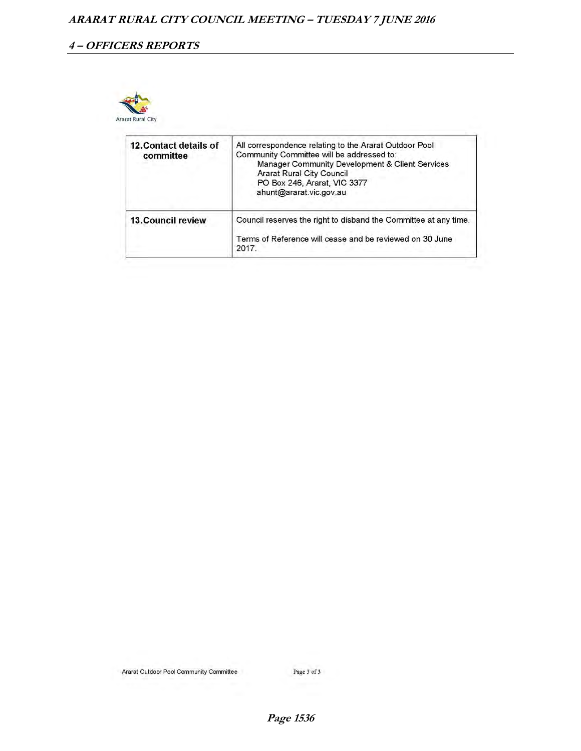| 12. Contact details of committee | All correspondence relating to the Ararat Outdoor Pool Community Committee will be addressed to:<br>Manager Community Development & Client Services<br>Ararat Rural City Council<br>PO Box 246, Ararat, VIC 3377<br>ahunt@ararat.vic.gov.au |
|---|---|
| 13. Council review | Council reserves the right to disband the Committee at any time.<br><br>Terms of Reference will cease and be reviewed on 30 June 2017. |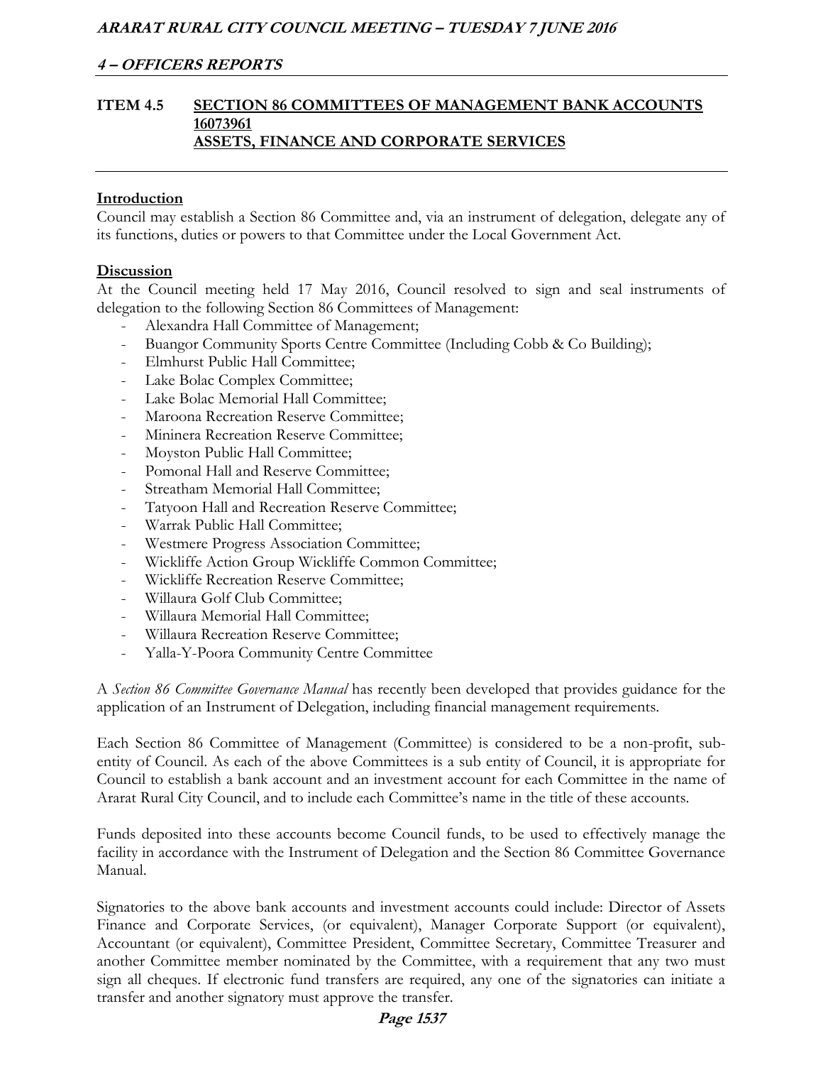## ITEM 4.5 SECTION 86 COMMITTEES OF MANAGEMENT BANK ACCOUNTS 16073961 ASSETS, FINANCE AND CORPORATE SERVICES

### Introduction

Council may establish a Section 86 Committee and, via an instrument of delegation, delegate any of its functions, duties or powers to that Committee under the Local Government Act.

### Discussion

At the Council meeting held 17 May 2016, Council resolved to sign and seal instruments of delegation to the following Section 86 Committees of Management:

- Alexandra Hall Committee of Management;
- Buangor Community Sports Centre Committee (Including Cobb & Co Building);
- Elmhurst Public Hall Committee;
- Lake Bolac Complex Committee;
- Lake Bolac Memorial Hall Committee;
- Maroona Recreation Reserve Committee;
- Mininera Recreation Reserve Committee;
- Moyston Public Hall Committee;
- Pomonal Hall and Reserve Committee;
- Streatham Memorial Hall Committee;
- Tatyoon Hall and Recreation Reserve Committee;
- Warrak Public Hall Committee;
- Westmere Progress Association Committee;
- Wickliffe Action Group Wickliffe Common Committee;
- Wickliffe Recreation Reserve Committee;
- Willaura Golf Club Committee;
- Willaura Memorial Hall Committee;
- Willaura Recreation Reserve Committee;
- Yalla-Y-Poora Community Centre Committee

A *Section 86 Committee Governance Manual* has recently been developed that provides guidance for the application of an Instrument of Delegation, including financial management requirements.

Each Section 86 Committee of Management (Committee) is considered to be a non-profit, sub-entity of Council. As each of the above Committees is a sub entity of Council, it is appropriate for Council to establish a bank account and an investment account for each Committee in the name of Ararat Rural City Council, and to include each Committee's name in the title of these accounts.

Funds deposited into these accounts become Council funds, to be used to effectively manage the facility in accordance with the Instrument of Delegation and the Section 86 Committee Governance Manual.

Signatories to the above bank accounts and investment accounts could include: Director of Assets Finance and Corporate Services, (or equivalent), Manager Corporate Support (or equivalent), Accountant (or equivalent), Committee President, Committee Secretary, Committee Treasurer and another Committee member nominated by the Committee, with a requirement that any two must sign all cheques. If electronic fund transfers are required, any one of the signatories can initiate a transfer and another signatory must approve the transfer.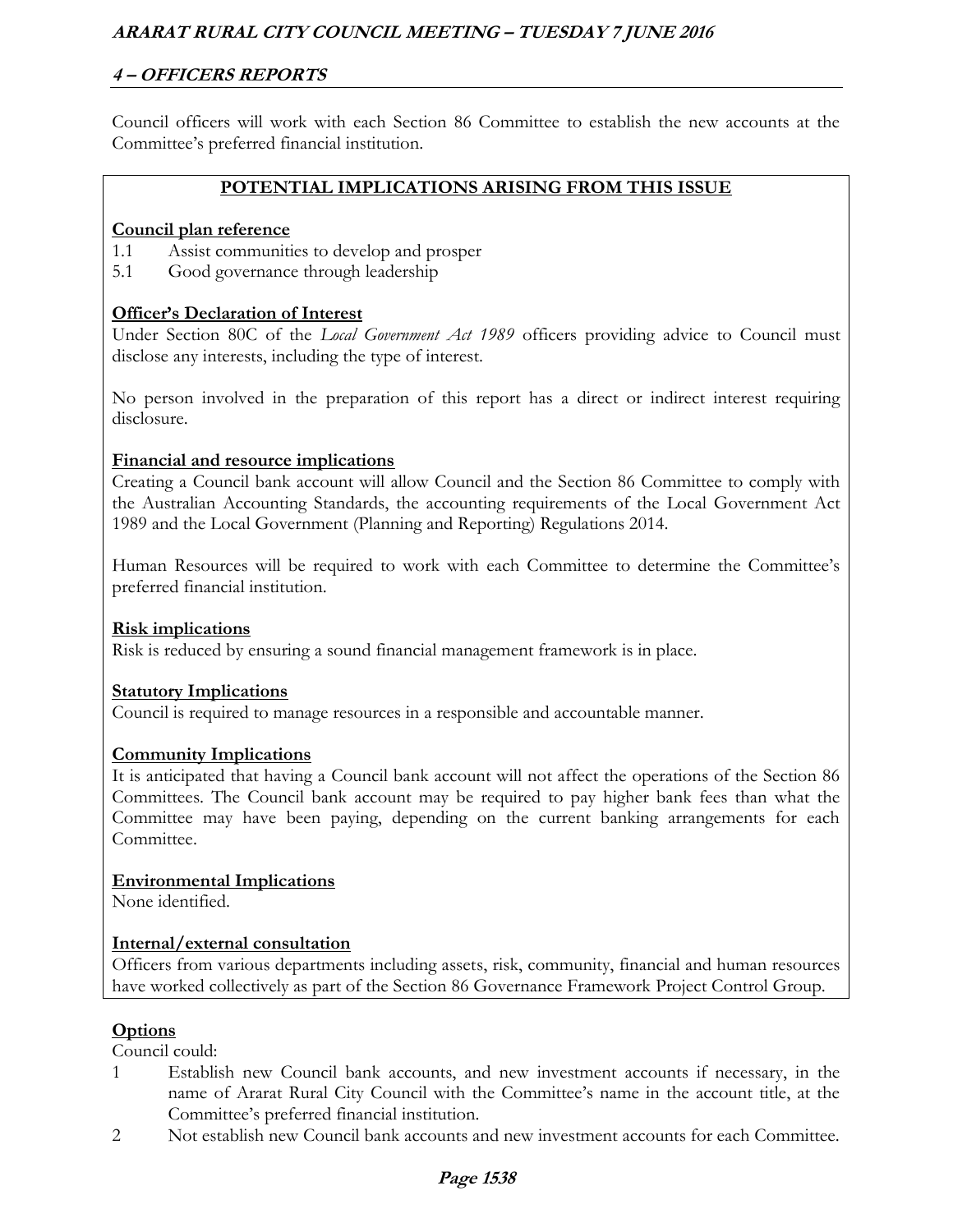Council officers will work with each Section 86 Committee to establish the new accounts at the Committee's preferred financial institution.

## POTENTIAL IMPLICATIONS ARISING FROM THIS ISSUE

**Council plan reference**

1.1 Assist communities to develop and prosper
5.1 Good governance through leadership

**Officer's Declaration of Interest**

Under Section 80C of the *Local Government Act 1989* officers providing advice to Council must disclose any interests, including the type of interest.

No person involved in the preparation of this report has a direct or indirect interest requiring disclosure.

**Financial and resource implications**

Creating a Council bank account will allow Council and the Section 86 Committee to comply with the Australian Accounting Standards, the accounting requirements of the Local Government Act 1989 and the Local Government (Planning and Reporting) Regulations 2014.

Human Resources will be required to work with each Committee to determine the Committee's preferred financial institution.

**Risk implications**

Risk is reduced by ensuring a sound financial management framework is in place.

**Statutory Implications**

Council is required to manage resources in a responsible and accountable manner.

**Community Implications**

It is anticipated that having a Council bank account will not affect the operations of the Section 86 Committees. The Council bank account may be required to pay higher bank fees than what the Committee may have been paying, depending on the current banking arrangements for each Committee.

**Environmental Implications**

None identified.

**Internal/external consultation**

Officers from various departments including assets, risk, community, financial and human resources have worked collectively as part of the Section 86 Governance Framework Project Control Group.

**Options**

Council could:

1. Establish new Council bank accounts, and new investment accounts if necessary, in the name of Ararat Rural City Council with the Committee's name in the account title, at the Committee's preferred financial institution.
2. Not establish new Council bank accounts and new investment accounts for each Committee.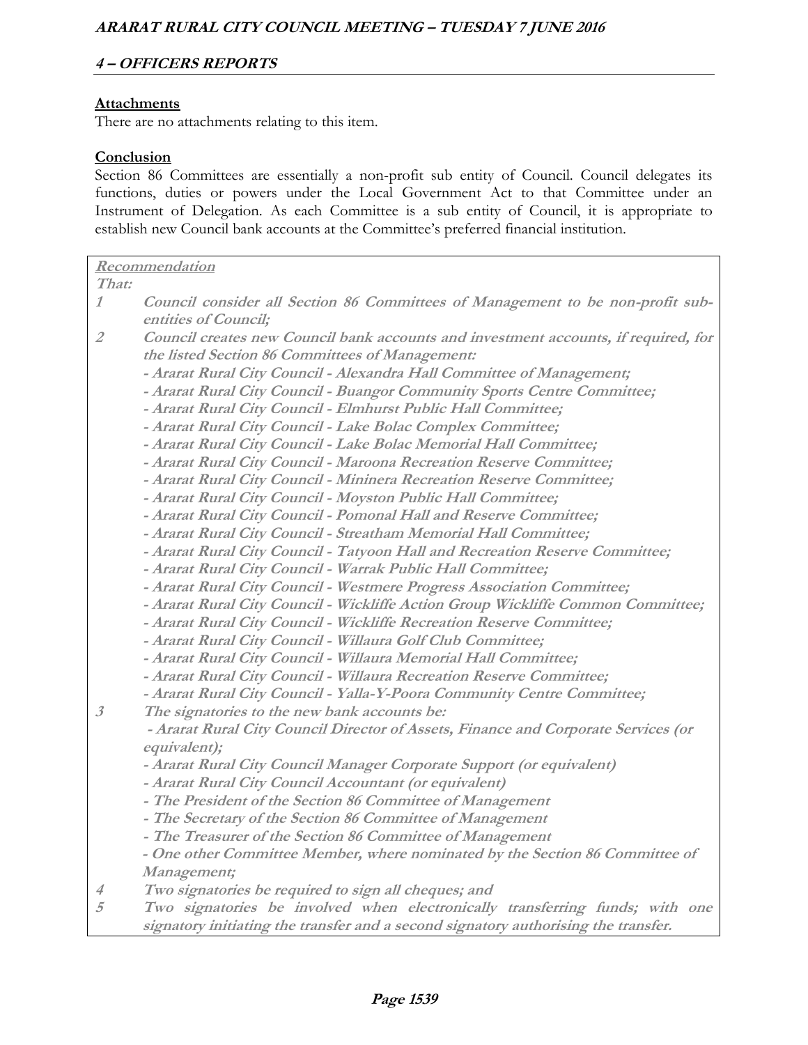**Attachments**

There are no attachments relating to this item.

**Conclusion**

Section 86 Committees are essentially a non-profit sub entity of Council. Council delegates its functions, duties or powers under the Local Government Act to that Committee under an Instrument of Delegation. As each Committee is a sub entity of Council, it is appropriate to establish new Council bank accounts at the Committee's preferred financial institution.

***Recommendation***

***That:***

1. ***Council consider all Section 86 Committees of Management to be non-profit sub-entities of Council;***
2. ***Council creates new Council bank accounts and investment accounts, if required, for the listed Section 86 Committees of Management:***
   - ***Ararat Rural City Council - Alexandra Hall Committee of Management;***
   - ***Ararat Rural City Council - Buangor Community Sports Centre Committee;***
   - ***Ararat Rural City Council - Elmhurst Public Hall Committee;***
   - ***Ararat Rural City Council - Lake Bolac Complex Committee;***
   - ***Ararat Rural City Council - Lake Bolac Memorial Hall Committee;***
   - ***Ararat Rural City Council - Maroona Recreation Reserve Committee;***
   - ***Ararat Rural City Council - Mininera Recreation Reserve Committee;***
   - ***Ararat Rural City Council - Moyston Public Hall Committee;***
   - ***Ararat Rural City Council - Pomonal Hall and Reserve Committee;***
   - ***Ararat Rural City Council - Streatham Memorial Hall Committee;***
   - ***Ararat Rural City Council - Tatyoon Hall and Recreation Reserve Committee;***
   - ***Ararat Rural City Council - Warrak Public Hall Committee;***
   - ***Ararat Rural City Council - Westmere Progress Association Committee;***
   - ***Ararat Rural City Council - Wickliffe Action Group Wickliffe Common Committee;***
   - ***Ararat Rural City Council - Wickliffe Recreation Reserve Committee;***
   - ***Ararat Rural City Council - Willaura Golf Club Committee;***
   - ***Ararat Rural City Council - Willaura Memorial Hall Committee;***
   - ***Ararat Rural City Council - Willaura Recreation Reserve Committee;***
   - ***Ararat Rural City Council - Yalla-Y-Poora Community Centre Committee;***
3. ***The signatories to the new bank accounts be:***
   - ***Ararat Rural City Council Director of Assets, Finance and Corporate Services (or equivalent);***
   - ***Ararat Rural City Council Manager Corporate Support (or equivalent)***
   - ***Ararat Rural City Council Accountant (or equivalent)***
   - ***The President of the Section 86 Committee of Management***
   - ***The Secretary of the Section 86 Committee of Management***
   - ***The Treasurer of the Section 86 Committee of Management***
   - ***One other Committee Member, where nominated by the Section 86 Committee of Management;***
4. ***Two signatories be required to sign all cheques; and***
5. ***Two signatories be involved when electronically transferring funds; with one signatory initiating the transfer and a second signatory authorising the transfer.***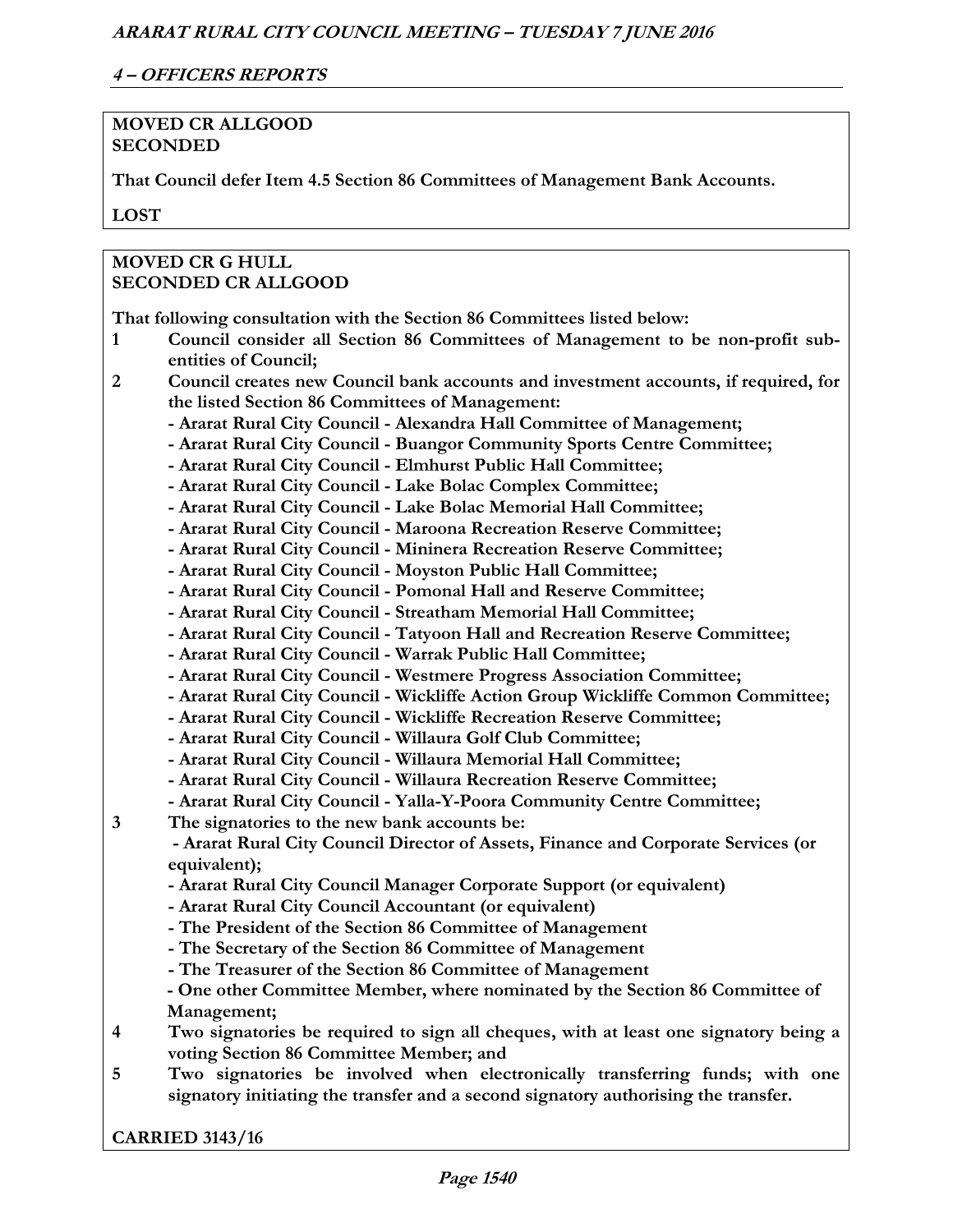## 4 – OFFICERS REPORTS

**MOVED CR ALLGOOD**
**SECONDED**

**That Council defer Item 4.5 Section 86 Committees of Management Bank Accounts.**

**LOST**

**MOVED CR G HULL**
**SECONDED CR ALLGOOD**

**That following consultation with the Section 86 Committees listed below:**

1. **Council consider all Section 86 Committees of Management to be non-profit sub-entities of Council;**
2. **Council creates new Council bank accounts and investment accounts, if required, for the listed Section 86 Committees of Management:**
   - **Ararat Rural City Council - Alexandra Hall Committee of Management;**
   - **Ararat Rural City Council - Buangor Community Sports Centre Committee;**
   - **Ararat Rural City Council - Elmhurst Public Hall Committee;**
   - **Ararat Rural City Council - Lake Bolac Complex Committee;**
   - **Ararat Rural City Council - Lake Bolac Memorial Hall Committee;**
   - **Ararat Rural City Council - Maroona Recreation Reserve Committee;**
   - **Ararat Rural City Council - Mininera Recreation Reserve Committee;**
   - **Ararat Rural City Council - Moyston Public Hall Committee;**
   - **Ararat Rural City Council - Pomonal Hall and Reserve Committee;**
   - **Ararat Rural City Council - Streatham Memorial Hall Committee;**
   - **Ararat Rural City Council - Tatyoon Hall and Recreation Reserve Committee;**
   - **Ararat Rural City Council - Warrak Public Hall Committee;**
   - **Ararat Rural City Council - Westmere Progress Association Committee;**
   - **Ararat Rural City Council - Wickliffe Action Group Wickliffe Common Committee;**
   - **Ararat Rural City Council - Wickliffe Recreation Reserve Committee;**
   - **Ararat Rural City Council - Willaura Golf Club Committee;**
   - **Ararat Rural City Council - Willaura Memorial Hall Committee;**
   - **Ararat Rural City Council - Willaura Recreation Reserve Committee;**
   - **Ararat Rural City Council - Yalla-Y-Poora Community Centre Committee;**
3. **The signatories to the new bank accounts be:**
   - **Ararat Rural City Council Director of Assets, Finance and Corporate Services (or equivalent);**
   - **Ararat Rural City Council Manager Corporate Support (or equivalent)**
   - **Ararat Rural City Council Accountant (or equivalent)**
   - **The President of the Section 86 Committee of Management**
   - **The Secretary of the Section 86 Committee of Management**
   - **The Treasurer of the Section 86 Committee of Management**
   - **One other Committee Member, where nominated by the Section 86 Committee of Management;**
4. **Two signatories be required to sign all cheques, with at least one signatory being a voting Section 86 Committee Member; and**
5. **Two signatories be involved when electronically transferring funds; with one signatory initiating the transfer and a second signatory authorising the transfer.**

**CARRIED 3143/16**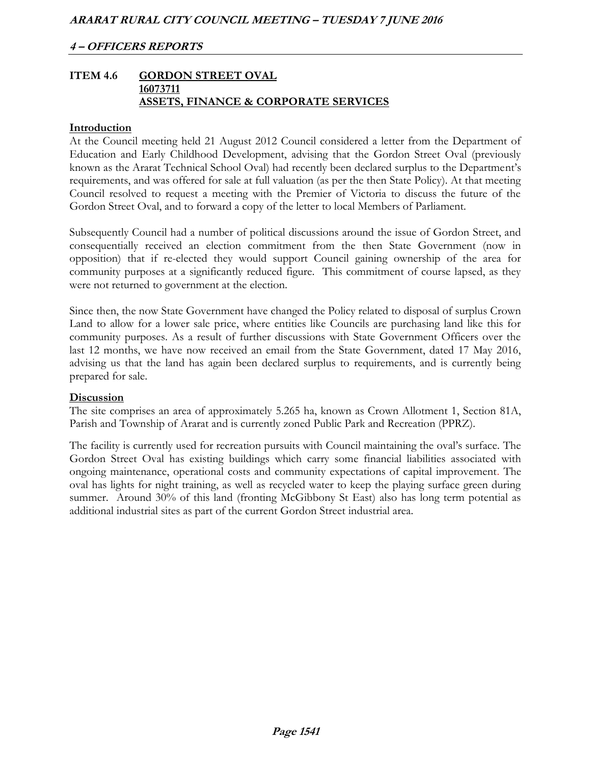## ITEM 4.6 GORDON STREET OVAL
**16073711**
**ASSETS, FINANCE & CORPORATE SERVICES**

### Introduction

At the Council meeting held 21 August 2012 Council considered a letter from the Department of Education and Early Childhood Development, advising that the Gordon Street Oval (previously known as the Ararat Technical School Oval) had recently been declared surplus to the Department's requirements, and was offered for sale at full valuation (as per the then State Policy). At that meeting Council resolved to request a meeting with the Premier of Victoria to discuss the future of the Gordon Street Oval, and to forward a copy of the letter to local Members of Parliament.

Subsequently Council had a number of political discussions around the issue of Gordon Street, and consequentially received an election commitment from the then State Government (now in opposition) that if re-elected they would support Council gaining ownership of the area for community purposes at a significantly reduced figure. This commitment of course lapsed, as they were not returned to government at the election.

Since then, the now State Government have changed the Policy related to disposal of surplus Crown Land to allow for a lower sale price, where entities like Councils are purchasing land like this for community purposes. As a result of further discussions with State Government Officers over the last 12 months, we have now received an email from the State Government, dated 17 May 2016, advising us that the land has again been declared surplus to requirements, and is currently being prepared for sale.

### Discussion

The site comprises an area of approximately 5.265 ha, known as Crown Allotment 1, Section 81A, Parish and Township of Ararat and is currently zoned Public Park and Recreation (PPRZ).

The facility is currently used for recreation pursuits with Council maintaining the oval's surface. The Gordon Street Oval has existing buildings which carry some financial liabilities associated with ongoing maintenance, operational costs and community expectations of capital improvement. The oval has lights for night training, as well as recycled water to keep the playing surface green during summer. Around 30% of this land (fronting McGibbony St East) also has long term potential as additional industrial sites as part of the current Gordon Street industrial area.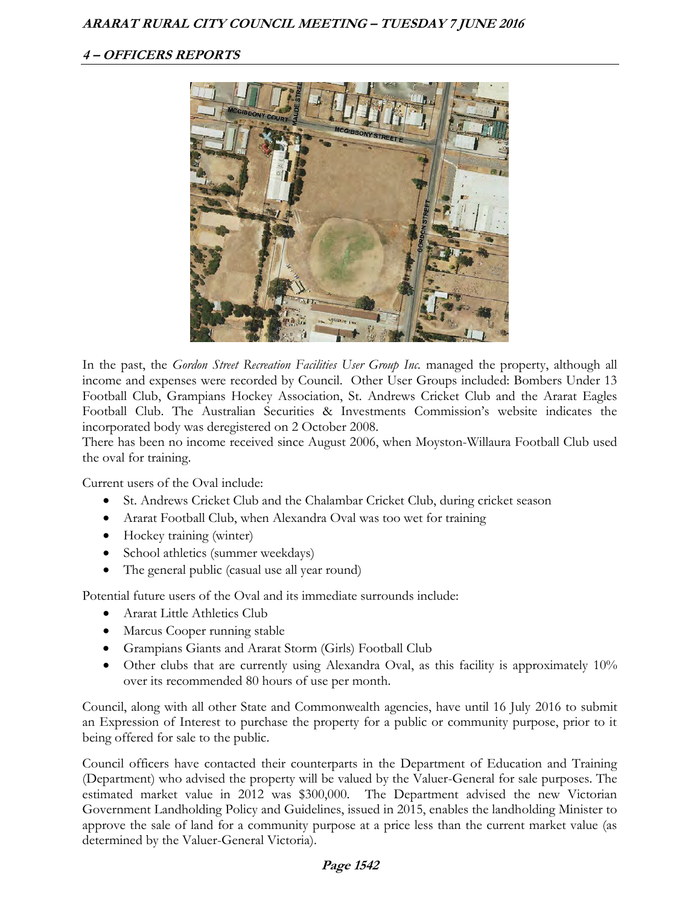In the past, the *Gordon Street Recreation Facilities User Group Inc.* managed the property, although all income and expenses were recorded by Council. Other User Groups included: Bombers Under 13 Football Club, Grampians Hockey Association, St. Andrews Cricket Club and the Ararat Eagles Football Club. The Australian Securities & Investments Commission's website indicates the incorporated body was deregistered on 2 October 2008.
There has been no income received since August 2006, when Moyston-Willaura Football Club used the oval for training.

Current users of the Oval include:

- St. Andrews Cricket Club and the Chalambar Cricket Club, during cricket season
- Ararat Football Club, when Alexandra Oval was too wet for training
- Hockey training (winter)
- School athletics (summer weekdays)
- The general public (casual use all year round)

Potential future users of the Oval and its immediate surrounds include:

- Ararat Little Athletics Club
- Marcus Cooper running stable
- Grampians Giants and Ararat Storm (Girls) Football Club
- Other clubs that are currently using Alexandra Oval, as this facility is approximately 10% over its recommended 80 hours of use per month.

Council, along with all other State and Commonwealth agencies, have until 16 July 2016 to submit an Expression of Interest to purchase the property for a public or community purpose, prior to it being offered for sale to the public.

Council officers have contacted their counterparts in the Department of Education and Training (Department) who advised the property will be valued by the Valuer-General for sale purposes. The estimated market value in 2012 was $300,000. The Department advised the new Victorian Government Landholding Policy and Guidelines, issued in 2015, enables the landholding Minister to approve the sale of land for a community purpose at a price less than the current market value (as determined by the Valuer-General Victoria).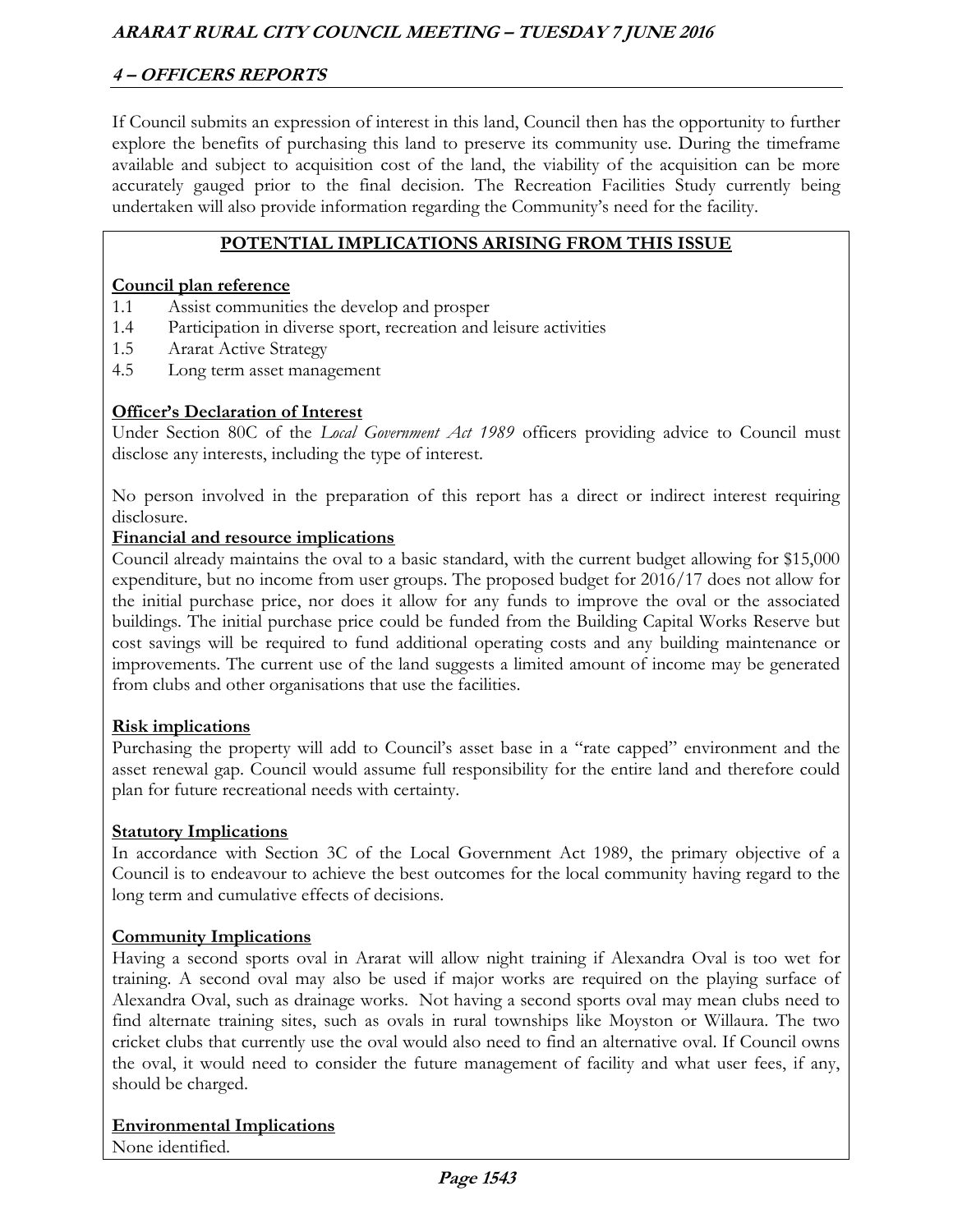If Council submits an expression of interest in this land, Council then has the opportunity to further explore the benefits of purchasing this land to preserve its community use. During the timeframe available and subject to acquisition cost of the land, the viability of the acquisition can be more accurately gauged prior to the final decision. The Recreation Facilities Study currently being undertaken will also provide information regarding the Community's need for the facility.

## POTENTIAL IMPLICATIONS ARISING FROM THIS ISSUE

**Council plan reference**

1.1 Assist communities the develop and prosper
1.4 Participation in diverse sport, recreation and leisure activities
1.5 Ararat Active Strategy
4.5 Long term asset management

**Officer's Declaration of Interest**

Under Section 80C of the *Local Government Act 1989* officers providing advice to Council must disclose any interests, including the type of interest.

No person involved in the preparation of this report has a direct or indirect interest requiring disclosure.

**Financial and resource implications**

Council already maintains the oval to a basic standard, with the current budget allowing for $15,000 expenditure, but no income from user groups. The proposed budget for 2016/17 does not allow for the initial purchase price, nor does it allow for any funds to improve the oval or the associated buildings. The initial purchase price could be funded from the Building Capital Works Reserve but cost savings will be required to fund additional operating costs and any building maintenance or improvements. The current use of the land suggests a limited amount of income may be generated from clubs and other organisations that use the facilities.

**Risk implications**

Purchasing the property will add to Council's asset base in a "rate capped" environment and the asset renewal gap. Council would assume full responsibility for the entire land and therefore could plan for future recreational needs with certainty.

**Statutory Implications**

In accordance with Section 3C of the Local Government Act 1989, the primary objective of a Council is to endeavour to achieve the best outcomes for the local community having regard to the long term and cumulative effects of decisions.

**Community Implications**

Having a second sports oval in Ararat will allow night training if Alexandra Oval is too wet for training. A second oval may also be used if major works are required on the playing surface of Alexandra Oval, such as drainage works. Not having a second sports oval may mean clubs need to find alternate training sites, such as ovals in rural townships like Moyston or Willaura. The two cricket clubs that currently use the oval would also need to find an alternative oval. If Council owns the oval, it would need to consider the future management of facility and what user fees, if any, should be charged.

**Environmental Implications**

None identified.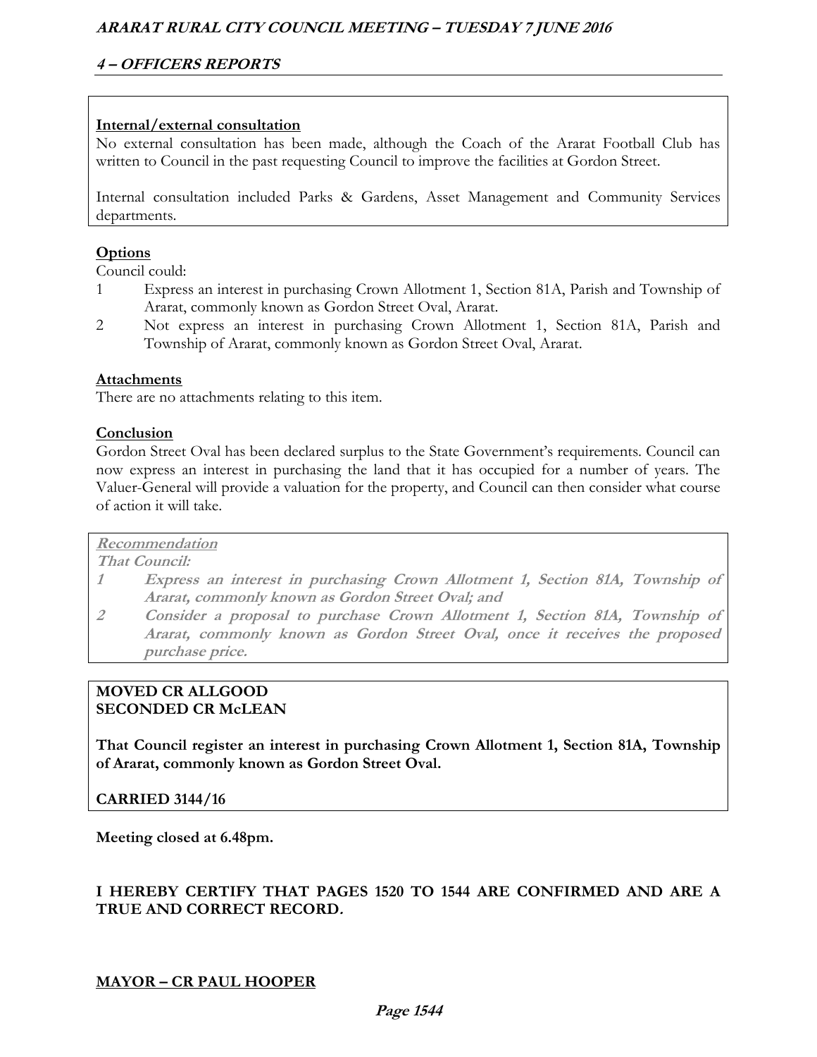**Internal/external consultation**

No external consultation has been made, although the Coach of the Ararat Football Club has written to Council in the past requesting Council to improve the facilities at Gordon Street.

Internal consultation included Parks & Gardens, Asset Management and Community Services departments.

**Options**

Council could:

1 Express an interest in purchasing Crown Allotment 1, Section 81A, Parish and Township of Ararat, commonly known as Gordon Street Oval, Ararat.
2 Not express an interest in purchasing Crown Allotment 1, Section 81A, Parish and Township of Ararat, commonly known as Gordon Street Oval, Ararat.

**Attachments**

There are no attachments relating to this item.

**Conclusion**

Gordon Street Oval has been declared surplus to the State Government's requirements. Council can now express an interest in purchasing the land that it has occupied for a number of years. The Valuer-General will provide a valuation for the property, and Council can then consider what course of action it will take.

***Recommendation***

***That Council:***

***1 Express an interest in purchasing Crown Allotment 1, Section 81A, Township of Ararat, commonly known as Gordon Street Oval; and***
***2 Consider a proposal to purchase Crown Allotment 1, Section 81A, Township of Ararat, commonly known as Gordon Street Oval, once it receives the proposed purchase price.***

**MOVED CR ALLGOOD**
**SECONDED CR McLEAN**

**That Council register an interest in purchasing Crown Allotment 1, Section 81A, Township of Ararat, commonly known as Gordon Street Oval.**

**CARRIED 3144/16**

**Meeting closed at 6.48pm.**

**I HEREBY CERTIFY THAT PAGES 1520 TO 1544 ARE CONFIRMED AND ARE A TRUE AND CORRECT RECORD.**

**MAYOR – CR PAUL HOOPER**